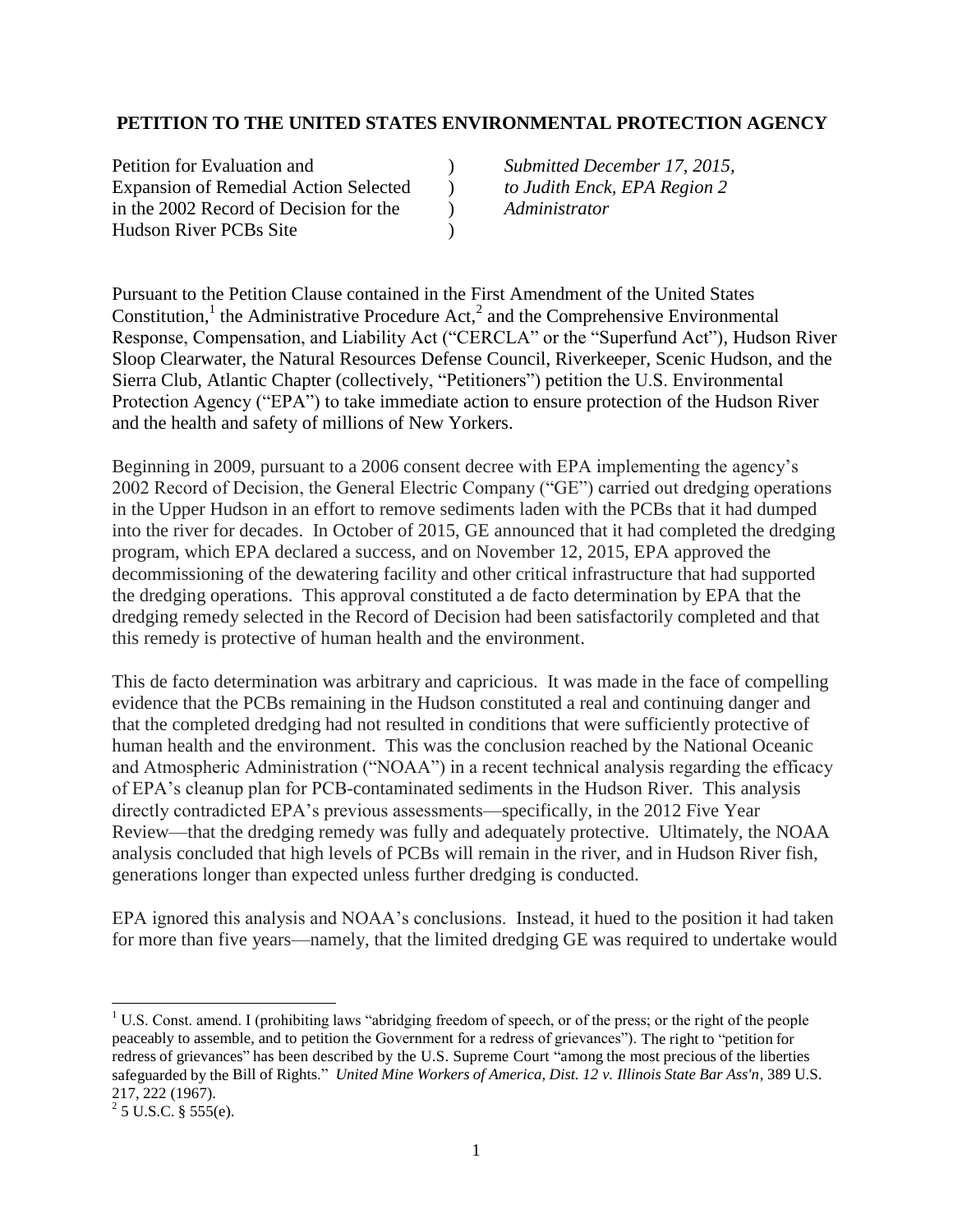**PETITION TO THE UNITED STATES ENVIRONMENTAL PROTECTION AGENCY**

| | | |
|---|---|---|
| Petition for Evaluation and | ) | *Submitted December 17, 2015,* |
| Expansion of Remedial Action Selected | ) | *to Judith Enck, EPA Region 2* |
| in the 2002 Record of Decision for the | ) | *Administrator* |
| Hudson River PCBs Site | ) | |

Pursuant to the Petition Clause contained in the First Amendment of the United States Constitution,[1] the Administrative Procedure Act,[2] and the Comprehensive Environmental Response, Compensation, and Liability Act ("CERCLA" or the "Superfund Act"), Hudson River Sloop Clearwater, the Natural Resources Defense Council, Riverkeeper, Scenic Hudson, and the Sierra Club, Atlantic Chapter (collectively, "Petitioners") petition the U.S. Environmental Protection Agency ("EPA") to take immediate action to ensure protection of the Hudson River and the health and safety of millions of New Yorkers.

Beginning in 2009, pursuant to a 2006 consent decree with EPA implementing the agency's 2002 Record of Decision, the General Electric Company ("GE") carried out dredging operations in the Upper Hudson in an effort to remove sediments laden with the PCBs that it had dumped into the river for decades. In October of 2015, GE announced that it had completed the dredging program, which EPA declared a success, and on November 12, 2015, EPA approved the decommissioning of the dewatering facility and other critical infrastructure that had supported the dredging operations. This approval constituted a de facto determination by EPA that the dredging remedy selected in the Record of Decision had been satisfactorily completed and that this remedy is protective of human health and the environment.

This de facto determination was arbitrary and capricious. It was made in the face of compelling evidence that the PCBs remaining in the Hudson constituted a real and continuing danger and that the completed dredging had not resulted in conditions that were sufficiently protective of human health and the environment. This was the conclusion reached by the National Oceanic and Atmospheric Administration ("NOAA") in a recent technical analysis regarding the efficacy of EPA's cleanup plan for PCB-contaminated sediments in the Hudson River. This analysis directly contradicted EPA's previous assessments—specifically, in the 2012 Five Year Review—that the dredging remedy was fully and adequately protective. Ultimately, the NOAA analysis concluded that high levels of PCBs will remain in the river, and in Hudson River fish, generations longer than expected unless further dredging is conducted.

EPA ignored this analysis and NOAA's conclusions. Instead, it hued to the position it had taken for more than five years—namely, that the limited dredging GE was required to undertake would

---

[1] U.S. Const. amend. I (prohibiting laws "abridging freedom of speech, or of the press; or the right of the people peaceably to assemble, and to petition the Government for a redress of grievances"). The right to "petition for redress of grievances" has been described by the U.S. Supreme Court "among the most precious of the liberties safeguarded by the Bill of Rights." *United Mine Workers of America, Dist. 12 v. Illinois State Bar Ass'n*, 389 U.S. 217, 222 (1967).

[2] 5 U.S.C. § 555(e).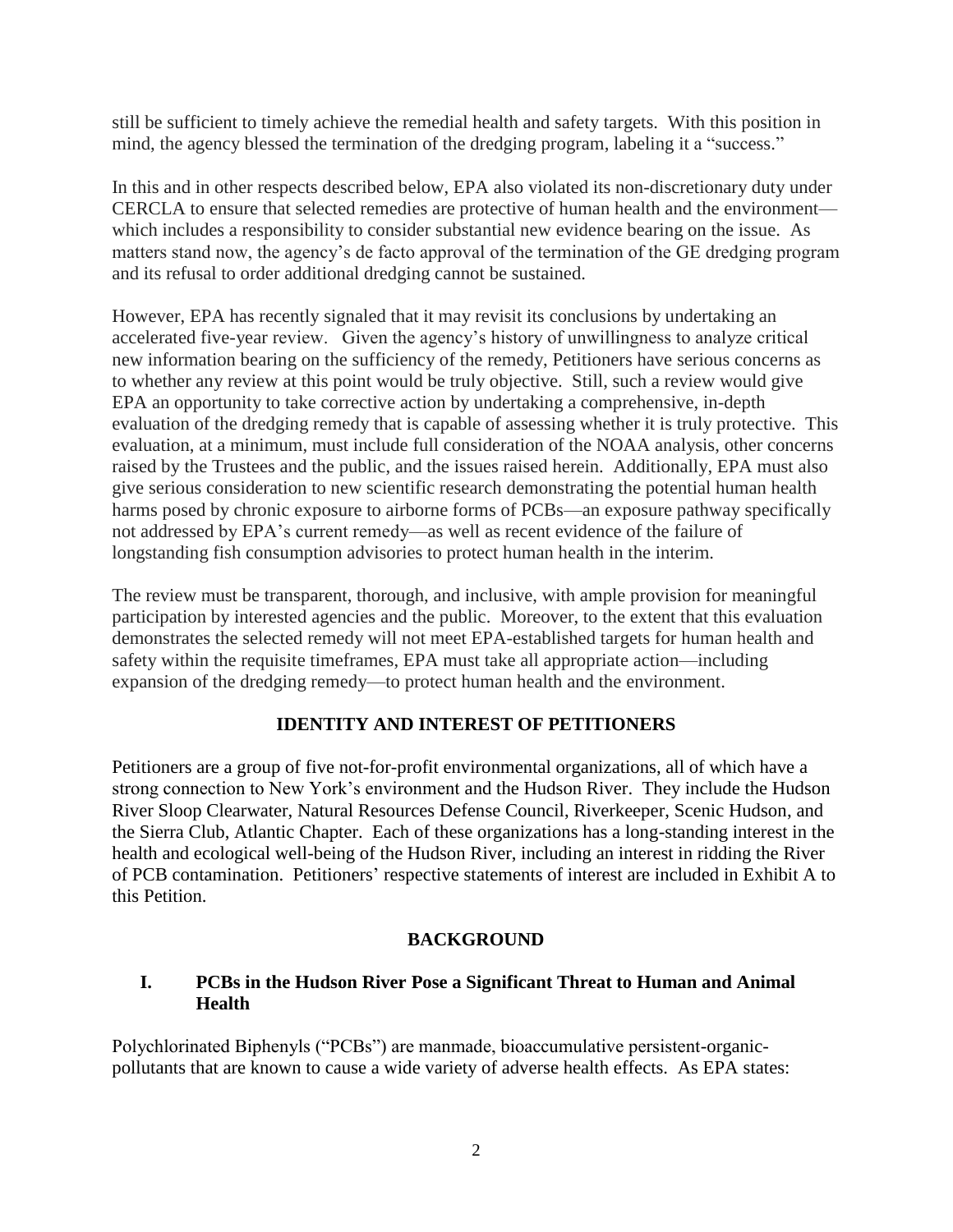still be sufficient to timely achieve the remedial health and safety targets. With this position in mind, the agency blessed the termination of the dredging program, labeling it a "success."

In this and in other respects described below, EPA also violated its non-discretionary duty under CERCLA to ensure that selected remedies are protective of human health and the environment—which includes a responsibility to consider substantial new evidence bearing on the issue. As matters stand now, the agency's de facto approval of the termination of the GE dredging program and its refusal to order additional dredging cannot be sustained.

However, EPA has recently signaled that it may revisit its conclusions by undertaking an accelerated five-year review. Given the agency's history of unwillingness to analyze critical new information bearing on the sufficiency of the remedy, Petitioners have serious concerns as to whether any review at this point would be truly objective. Still, such a review would give EPA an opportunity to take corrective action by undertaking a comprehensive, in-depth evaluation of the dredging remedy that is capable of assessing whether it is truly protective. This evaluation, at a minimum, must include full consideration of the NOAA analysis, other concerns raised by the Trustees and the public, and the issues raised herein. Additionally, EPA must also give serious consideration to new scientific research demonstrating the potential human health harms posed by chronic exposure to airborne forms of PCBs—an exposure pathway specifically not addressed by EPA's current remedy—as well as recent evidence of the failure of longstanding fish consumption advisories to protect human health in the interim.

The review must be transparent, thorough, and inclusive, with ample provision for meaningful participation by interested agencies and the public. Moreover, to the extent that this evaluation demonstrates the selected remedy will not meet EPA-established targets for human health and safety within the requisite timeframes, EPA must take all appropriate action—including expansion of the dredging remedy—to protect human health and the environment.

## IDENTITY AND INTEREST OF PETITIONERS

Petitioners are a group of five not-for-profit environmental organizations, all of which have a strong connection to New York's environment and the Hudson River. They include the Hudson River Sloop Clearwater, Natural Resources Defense Council, Riverkeeper, Scenic Hudson, and the Sierra Club, Atlantic Chapter. Each of these organizations has a long-standing interest in the health and ecological well-being of the Hudson River, including an interest in ridding the River of PCB contamination. Petitioners' respective statements of interest are included in Exhibit A to this Petition.

## BACKGROUND

### I. PCBs in the Hudson River Pose a Significant Threat to Human and Animal Health

Polychlorinated Biphenyls ("PCBs") are manmade, bioaccumulative persistent-organic-pollutants that are known to cause a wide variety of adverse health effects. As EPA states: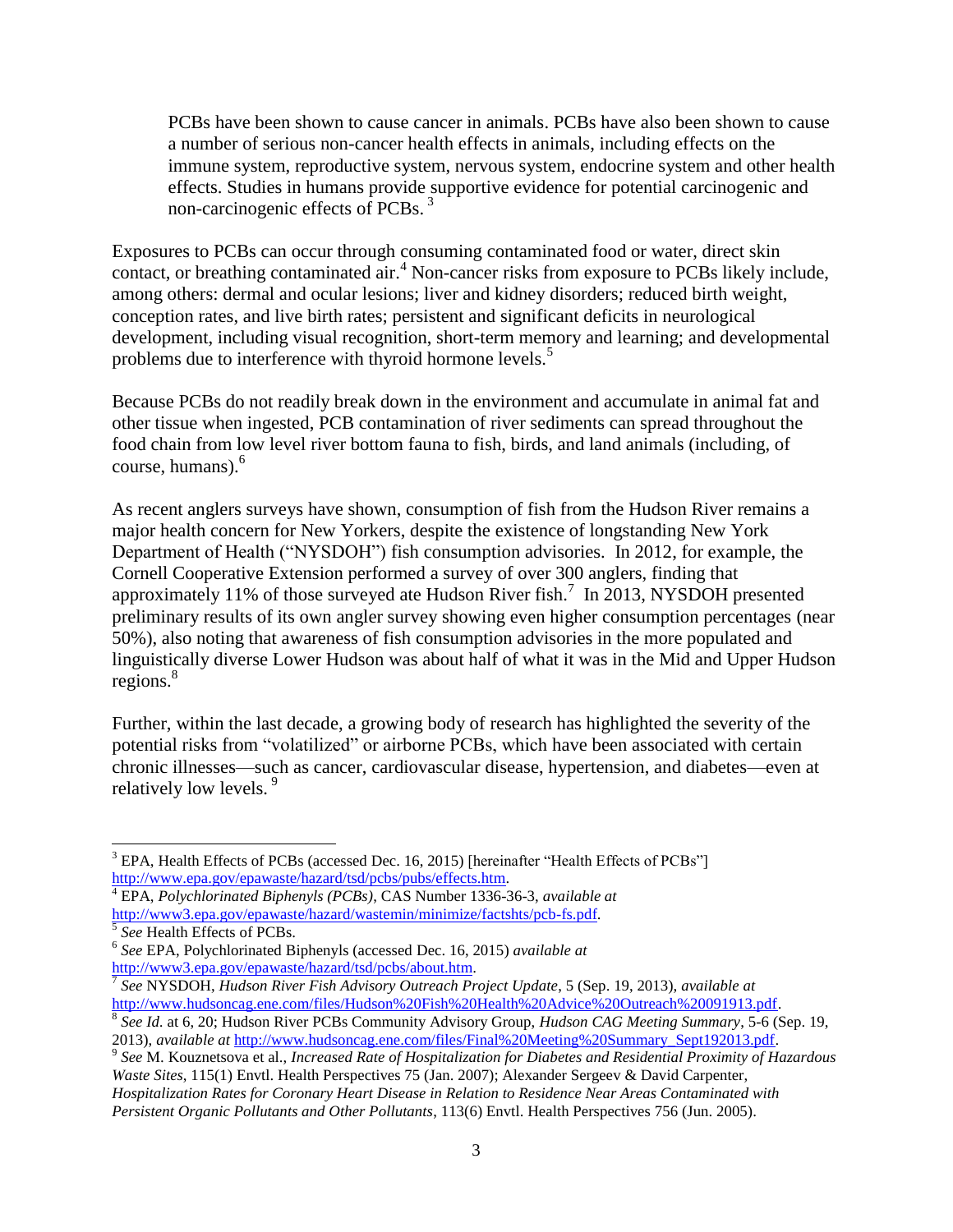> PCBs have been shown to cause cancer in animals. PCBs have also been shown to cause a number of serious non-cancer health effects in animals, including effects on the immune system, reproductive system, nervous system, endocrine system and other health effects. Studies in humans provide supportive evidence for potential carcinogenic and non-carcinogenic effects of PCBs. [3]

Exposures to PCBs can occur through consuming contaminated food or water, direct skin contact, or breathing contaminated air.[4] Non-cancer risks from exposure to PCBs likely include, among others: dermal and ocular lesions; liver and kidney disorders; reduced birth weight, conception rates, and live birth rates; persistent and significant deficits in neurological development, including visual recognition, short-term memory and learning; and developmental problems due to interference with thyroid hormone levels.[5]

Because PCBs do not readily break down in the environment and accumulate in animal fat and other tissue when ingested, PCB contamination of river sediments can spread throughout the food chain from low level river bottom fauna to fish, birds, and land animals (including, of course, humans).[6]

As recent anglers surveys have shown, consumption of fish from the Hudson River remains a major health concern for New Yorkers, despite the existence of longstanding New York Department of Health ("NYSDOH") fish consumption advisories. In 2012, for example, the Cornell Cooperative Extension performed a survey of over 300 anglers, finding that approximately 11% of those surveyed ate Hudson River fish.[7] In 2013, NYSDOH presented preliminary results of its own angler survey showing even higher consumption percentages (near 50%), also noting that awareness of fish consumption advisories in the more populated and linguistically diverse Lower Hudson was about half of what it was in the Mid and Upper Hudson regions.[8]

Further, within the last decade, a growing body of research has highlighted the severity of the potential risks from "volatilized" or airborne PCBs, which have been associated with certain chronic illnesses—such as cancer, cardiovascular disease, hypertension, and diabetes—even at relatively low levels. [9]

---

[3] EPA, Health Effects of PCBs (accessed Dec. 16, 2015) [hereinafter "Health Effects of PCBs"] http://www.epa.gov/epawaste/hazard/tsd/pcbs/pubs/effects.htm.

[4] EPA, *Polychlorinated Biphenyls (PCBs)*, CAS Number 1336-36-3, *available at* http://www3.epa.gov/epawaste/hazard/wastemin/minimize/factshts/pcb-fs.pdf.

[5] *See* Health Effects of PCBs.

[6] *See* EPA, Polychlorinated Biphenyls (accessed Dec. 16, 2015) *available at* http://www3.epa.gov/epawaste/hazard/tsd/pcbs/about.htm.

[7] *See* NYSDOH, *Hudson River Fish Advisory Outreach Project Update*, 5 (Sep. 19, 2013), *available at* http://www.hudsoncag.ene.com/files/Hudson%20Fish%20Health%20Advice%20Outreach%20091913.pdf.

[8] *See Id.* at 6, 20; Hudson River PCBs Community Advisory Group, *Hudson CAG Meeting Summary*, 5-6 (Sep. 19, 2013), *available at* http://www.hudsoncag.ene.com/files/Final%20Meeting%20Summary_Sept192013.pdf.

[9] *See* M. Kouznetsova et al., *Increased Rate of Hospitalization for Diabetes and Residential Proximity of Hazardous Waste Sites*, 115(1) Envtl. Health Perspectives 75 (Jan. 2007); Alexander Sergeev & David Carpenter, *Hospitalization Rates for Coronary Heart Disease in Relation to Residence Near Areas Contaminated with Persistent Organic Pollutants and Other Pollutants*, 113(6) Envtl. Health Perspectives 756 (Jun. 2005).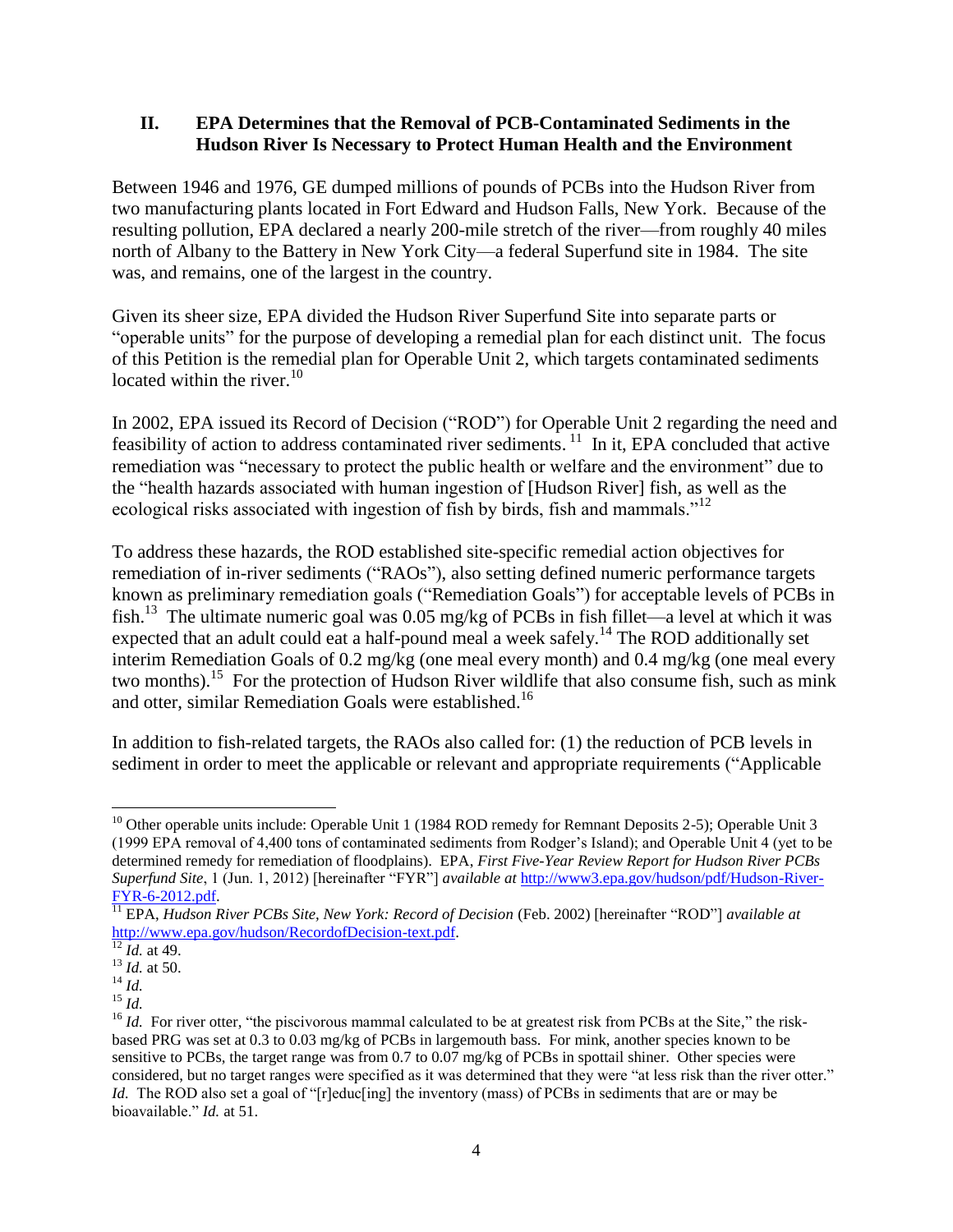## II. EPA Determines that the Removal of PCB-Contaminated Sediments in the Hudson River Is Necessary to Protect Human Health and the Environment

Between 1946 and 1976, GE dumped millions of pounds of PCBs into the Hudson River from two manufacturing plants located in Fort Edward and Hudson Falls, New York. Because of the resulting pollution, EPA declared a nearly 200-mile stretch of the river—from roughly 40 miles north of Albany to the Battery in New York City—a federal Superfund site in 1984. The site was, and remains, one of the largest in the country.

Given its sheer size, EPA divided the Hudson River Superfund Site into separate parts or "operable units" for the purpose of developing a remedial plan for each distinct unit. The focus of this Petition is the remedial plan for Operable Unit 2, which targets contaminated sediments located within the river.[10]

In 2002, EPA issued its Record of Decision ("ROD") for Operable Unit 2 regarding the need and feasibility of action to address contaminated river sediments.[11] In it, EPA concluded that active remediation was "necessary to protect the public health or welfare and the environment" due to the "health hazards associated with human ingestion of [Hudson River] fish, as well as the ecological risks associated with ingestion of fish by birds, fish and mammals."[12]

To address these hazards, the ROD established site-specific remedial action objectives for remediation of in-river sediments ("RAOs"), also setting defined numeric performance targets known as preliminary remediation goals ("Remediation Goals") for acceptable levels of PCBs in fish.[13] The ultimate numeric goal was 0.05 mg/kg of PCBs in fish fillet—a level at which it was expected that an adult could eat a half-pound meal a week safely.[14] The ROD additionally set interim Remediation Goals of 0.2 mg/kg (one meal every month) and 0.4 mg/kg (one meal every two months).[15] For the protection of Hudson River wildlife that also consume fish, such as mink and otter, similar Remediation Goals were established.[16]

In addition to fish-related targets, the RAOs also called for: (1) the reduction of PCB levels in sediment in order to meet the applicable or relevant and appropriate requirements ("Applicable

---

[10] Other operable units include: Operable Unit 1 (1984 ROD remedy for Remnant Deposits 2-5); Operable Unit 3 (1999 EPA removal of 4,400 tons of contaminated sediments from Rodger's Island); and Operable Unit 4 (yet to be determined remedy for remediation of floodplains). EPA, *First Five-Year Review Report for Hudson River PCBs Superfund Site*, 1 (Jun. 1, 2012) [hereinafter "FYR"] *available at* http://www3.epa.gov/hudson/pdf/Hudson-River-FYR-6-2012.pdf.

[11] EPA, *Hudson River PCBs Site, New York: Record of Decision* (Feb. 2002) [hereinafter "ROD"] *available at* http://www.epa.gov/hudson/RecordofDecision-text.pdf.

[12] *Id.* at 49.

[13] *Id.* at 50.

[14] *Id.*

[15] *Id.*

[16] *Id.* For river otter, "the piscivorous mammal calculated to be at greatest risk from PCBs at the Site," the risk-based PRG was set at 0.3 to 0.03 mg/kg of PCBs in largemouth bass. For mink, another species known to be sensitive to PCBs, the target range was from 0.7 to 0.07 mg/kg of PCBs in spottail shiner. Other species were considered, but no target ranges were specified as it was determined that they were "at less risk than the river otter." *Id.* The ROD also set a goal of "[r]educ[ing] the inventory (mass) of PCBs in sediments that are or may be bioavailable." *Id.* at 51.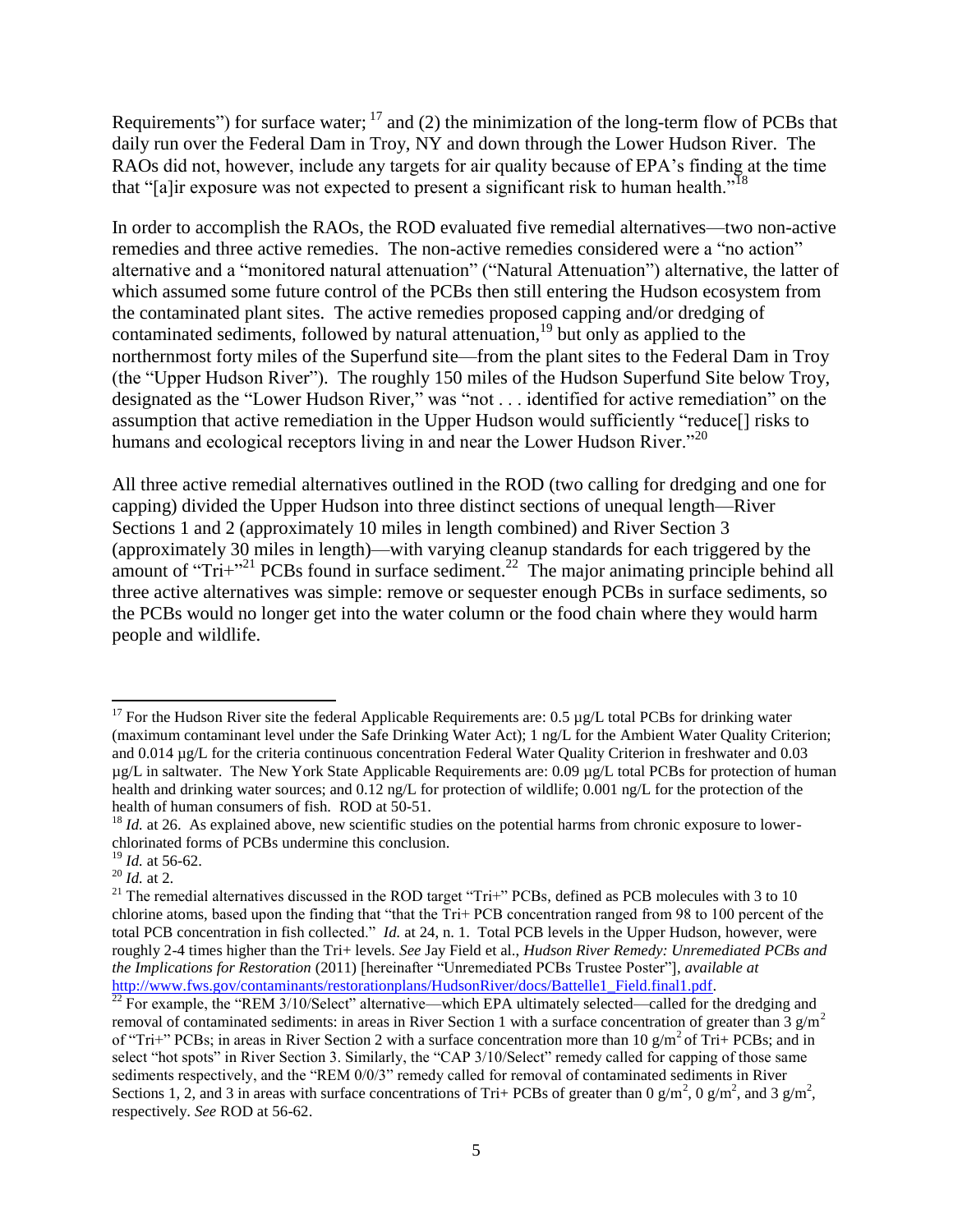Requirements") for surface water; [17] and (2) the minimization of the long-term flow of PCBs that daily run over the Federal Dam in Troy, NY and down through the Lower Hudson River. The RAOs did not, however, include any targets for air quality because of EPA's finding at the time that "[a]ir exposure was not expected to present a significant risk to human health."[18]

In order to accomplish the RAOs, the ROD evaluated five remedial alternatives—two non-active remedies and three active remedies. The non-active remedies considered were a "no action" alternative and a "monitored natural attenuation" ("Natural Attenuation") alternative, the latter of which assumed some future control of the PCBs then still entering the Hudson ecosystem from the contaminated plant sites. The active remedies proposed capping and/or dredging of contaminated sediments, followed by natural attenuation,[19] but only as applied to the northernmost forty miles of the Superfund site—from the plant sites to the Federal Dam in Troy (the "Upper Hudson River"). The roughly 150 miles of the Hudson Superfund Site below Troy, designated as the "Lower Hudson River," was "not . . . identified for active remediation" on the assumption that active remediation in the Upper Hudson would sufficiently "reduce[] risks to humans and ecological receptors living in and near the Lower Hudson River."[20]

All three active remedial alternatives outlined in the ROD (two calling for dredging and one for capping) divided the Upper Hudson into three distinct sections of unequal length—River Sections 1 and 2 (approximately 10 miles in length combined) and River Section 3 (approximately 30 miles in length)—with varying cleanup standards for each triggered by the amount of "Tri+"[21] PCBs found in surface sediment.[22] The major animating principle behind all three active alternatives was simple: remove or sequester enough PCBs in surface sediments, so the PCBs would no longer get into the water column or the food chain where they would harm people and wildlife.

---

[17] For the Hudson River site the federal Applicable Requirements are: 0.5 µg/L total PCBs for drinking water (maximum contaminant level under the Safe Drinking Water Act); 1 ng/L for the Ambient Water Quality Criterion; and 0.014 µg/L for the criteria continuous concentration Federal Water Quality Criterion in freshwater and 0.03 µg/L in saltwater. The New York State Applicable Requirements are: 0.09 µg/L total PCBs for protection of human health and drinking water sources; and 0.12 ng/L for protection of wildlife; 0.001 ng/L for the protection of the health of human consumers of fish. ROD at 50-51.

[18] *Id.* at 26. As explained above, new scientific studies on the potential harms from chronic exposure to lower-chlorinated forms of PCBs undermine this conclusion.

[19] *Id.* at 56-62.

[20] *Id.* at 2.

[21] The remedial alternatives discussed in the ROD target "Tri+" PCBs, defined as PCB molecules with 3 to 10 chlorine atoms, based upon the finding that "that the Tri+ PCB concentration ranged from 98 to 100 percent of the total PCB concentration in fish collected." *Id.* at 24, n. 1. Total PCB levels in the Upper Hudson, however, were roughly 2-4 times higher than the Tri+ levels. *See* Jay Field et al., *Hudson River Remedy: Unremediated PCBs and the Implications for Restoration* (2011) [hereinafter "Unremediated PCBs Trustee Poster"], *available at* http://www.fws.gov/contaminants/restorationplans/HudsonRiver/docs/Battelle1_Field.final1.pdf.

[22] For example, the "REM 3/10/Select" alternative—which EPA ultimately selected—called for the dredging and removal of contaminated sediments: in areas in River Section 1 with a surface concentration of greater than 3 $g/m^2$ of "Tri+" PCBs; in areas in River Section 2 with a surface concentration more than 10 $g/m^2$ of Tri+ PCBs; and in select "hot spots" in River Section 3. Similarly, the "CAP 3/10/Select" remedy called for capping of those same sediments respectively, and the "REM 0/0/3" remedy called for removal of contaminated sediments in River Sections 1, 2, and 3 in areas with surface concentrations of Tri+ PCBs of greater than 0 $g/m^2$, 0 $g/m^2$, and 3 $g/m^2$, respectively. *See* ROD at 56-62.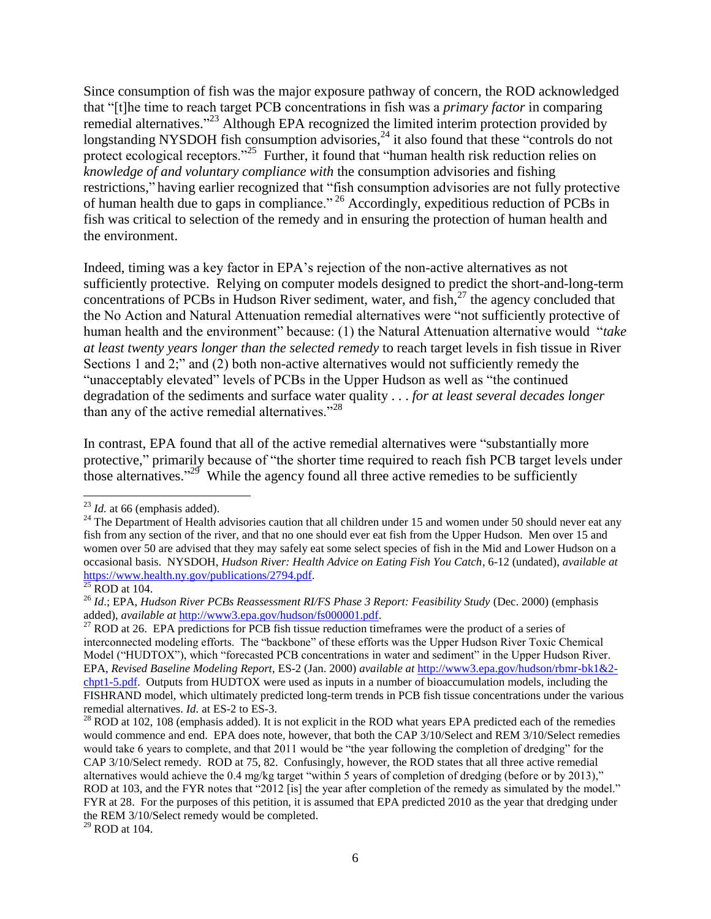Since consumption of fish was the major exposure pathway of concern, the ROD acknowledged that "[t]he time to reach target PCB concentrations in fish was a *primary factor* in comparing remedial alternatives."[23] Although EPA recognized the limited interim protection provided by longstanding NYSDOH fish consumption advisories,[24] it also found that these "controls do not protect ecological receptors."[25] Further, it found that "human health risk reduction relies on *knowledge of and voluntary compliance with* the consumption advisories and fishing restrictions," having earlier recognized that "fish consumption advisories are not fully protective of human health due to gaps in compliance."[26] Accordingly, expeditious reduction of PCBs in fish was critical to selection of the remedy and in ensuring the protection of human health and the environment.

Indeed, timing was a key factor in EPA's rejection of the non-active alternatives as not sufficiently protective. Relying on computer models designed to predict the short-and-long-term concentrations of PCBs in Hudson River sediment, water, and fish,[27] the agency concluded that the No Action and Natural Attenuation remedial alternatives were "not sufficiently protective of human health and the environment" because: (1) the Natural Attenuation alternative would "*take at least twenty years longer than the selected remedy* to reach target levels in fish tissue in River Sections 1 and 2;" and (2) both non-active alternatives would not sufficiently remedy the "unacceptably elevated" levels of PCBs in the Upper Hudson as well as "the continued degradation of the sediments and surface water quality . . . *for at least several decades longer* than any of the active remedial alternatives."[28]

In contrast, EPA found that all of the active remedial alternatives were "substantially more protective," primarily because of "the shorter time required to reach fish PCB target levels under those alternatives."[29] While the agency found all three active remedies to be sufficiently

---

[23] *Id.* at 66 (emphasis added).

[24] The Department of Health advisories caution that all children under 15 and women under 50 should never eat any fish from any section of the river, and that no one should ever eat fish from the Upper Hudson. Men over 15 and women over 50 are advised that they may safely eat some select species of fish in the Mid and Lower Hudson on a occasional basis. NYSDOH, *Hudson River: Health Advice on Eating Fish You Catch*, 6-12 (undated), *available at* https://www.health.ny.gov/publications/2794.pdf.

[25] ROD at 104.

[26] *Id.*; EPA, *Hudson River PCBs Reassessment RI/FS Phase 3 Report: Feasibility Study* (Dec. 2000) (emphasis added), *available at* http://www3.epa.gov/hudson/fs000001.pdf.

[27] ROD at 26. EPA predictions for PCB fish tissue reduction timeframes were the product of a series of interconnected modeling efforts. The "backbone" of these efforts was the Upper Hudson River Toxic Chemical Model ("HUDTOX"), which "forecasted PCB concentrations in water and sediment" in the Upper Hudson River. EPA, *Revised Baseline Modeling Report*, ES-2 (Jan. 2000) *available at* http://www3.epa.gov/hudson/rbmr-bk1&2-chpt1-5.pdf. Outputs from HUDTOX were used as inputs in a number of bioaccumulation models, including the FISHRAND model, which ultimately predicted long-term trends in PCB fish tissue concentrations under the various remedial alternatives. *Id.* at ES-2 to ES-3.

[28] ROD at 102, 108 (emphasis added). It is not explicit in the ROD what years EPA predicted each of the remedies would commence and end. EPA does note, however, that both the CAP 3/10/Select and REM 3/10/Select remedies would take 6 years to complete, and that 2011 would be "the year following the completion of dredging" for the CAP 3/10/Select remedy. ROD at 75, 82. Confusingly, however, the ROD states that all three active remedial alternatives would achieve the 0.4 mg/kg target "within 5 years of completion of dredging (before or by 2013)," ROD at 103, and the FYR notes that "2012 [is] the year after completion of the remedy as simulated by the model." FYR at 28. For the purposes of this petition, it is assumed that EPA predicted 2010 as the year that dredging under the REM 3/10/Select remedy would be completed.

[29] ROD at 104.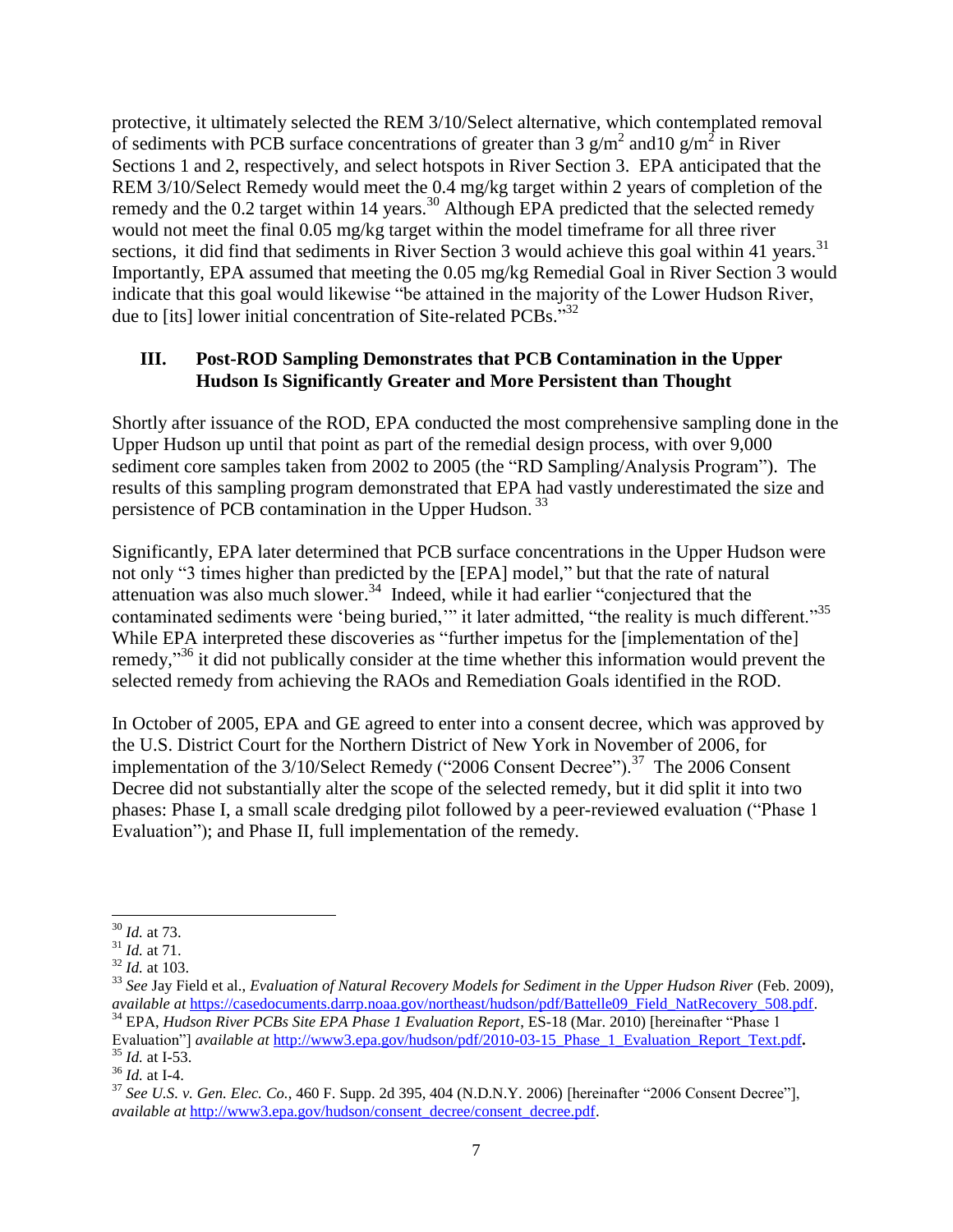protective, it ultimately selected the REM 3/10/Select alternative, which contemplated removal of sediments with PCB surface concentrations of greater than 3 $g/m^2$ and10 $g/m^2$ in River Sections 1 and 2, respectively, and select hotspots in River Section 3. EPA anticipated that the REM 3/10/Select Remedy would meet the 0.4 mg/kg target within 2 years of completion of the remedy and the 0.2 target within 14 years.[30] Although EPA predicted that the selected remedy would not meet the final 0.05 mg/kg target within the model timeframe for all three river sections, it did find that sediments in River Section 3 would achieve this goal within 41 years.[31] Importantly, EPA assumed that meeting the 0.05 mg/kg Remedial Goal in River Section 3 would indicate that this goal would likewise "be attained in the majority of the Lower Hudson River, due to [its] lower initial concentration of Site-related PCBs."[32]

## III. Post-ROD Sampling Demonstrates that PCB Contamination in the Upper Hudson Is Significantly Greater and More Persistent than Thought

Shortly after issuance of the ROD, EPA conducted the most comprehensive sampling done in the Upper Hudson up until that point as part of the remedial design process, with over 9,000 sediment core samples taken from 2002 to 2005 (the "RD Sampling/Analysis Program"). The results of this sampling program demonstrated that EPA had vastly underestimated the size and persistence of PCB contamination in the Upper Hudson.[33]

Significantly, EPA later determined that PCB surface concentrations in the Upper Hudson were not only "3 times higher than predicted by the [EPA] model," but that the rate of natural attenuation was also much slower.[34] Indeed, while it had earlier "conjectured that the contaminated sediments were 'being buried,'" it later admitted, "the reality is much different."[35] While EPA interpreted these discoveries as "further impetus for the [implementation of the] remedy,"[36] it did not publically consider at the time whether this information would prevent the selected remedy from achieving the RAOs and Remediation Goals identified in the ROD.

In October of 2005, EPA and GE agreed to enter into a consent decree, which was approved by the U.S. District Court for the Northern District of New York in November of 2006, for implementation of the 3/10/Select Remedy ("2006 Consent Decree").[37] The 2006 Consent Decree did not substantially alter the scope of the selected remedy, but it did split it into two phases: Phase I, a small scale dredging pilot followed by a peer-reviewed evaluation ("Phase 1 Evaluation"); and Phase II, full implementation of the remedy.

---

[30] *Id.* at 73.

[31] *Id.* at 71.

[32] *Id.* at 103.

[33] *See* Jay Field et al., *Evaluation of Natural Recovery Models for Sediment in the Upper Hudson River* (Feb. 2009), *available at* https://casedocuments.darrp.noaa.gov/northeast/hudson/pdf/Battelle09_Field_NatRecovery_508.pdf.

[34] EPA, *Hudson River PCBs Site EPA Phase 1 Evaluation Report*, ES-18 (Mar. 2010) [hereinafter "Phase 1 Evaluation"] *available at* http://www3.epa.gov/hudson/pdf/2010-03-15_Phase_1_Evaluation_Report_Text.pdf.

[35] *Id.* at I-53.

[36] *Id.* at I-4.

[37] *See U.S. v. Gen. Elec. Co.*, 460 F. Supp. 2d 395, 404 (N.D.N.Y. 2006) [hereinafter "2006 Consent Decree"], *available at* http://www3.epa.gov/hudson/consent_decree/consent_decree.pdf.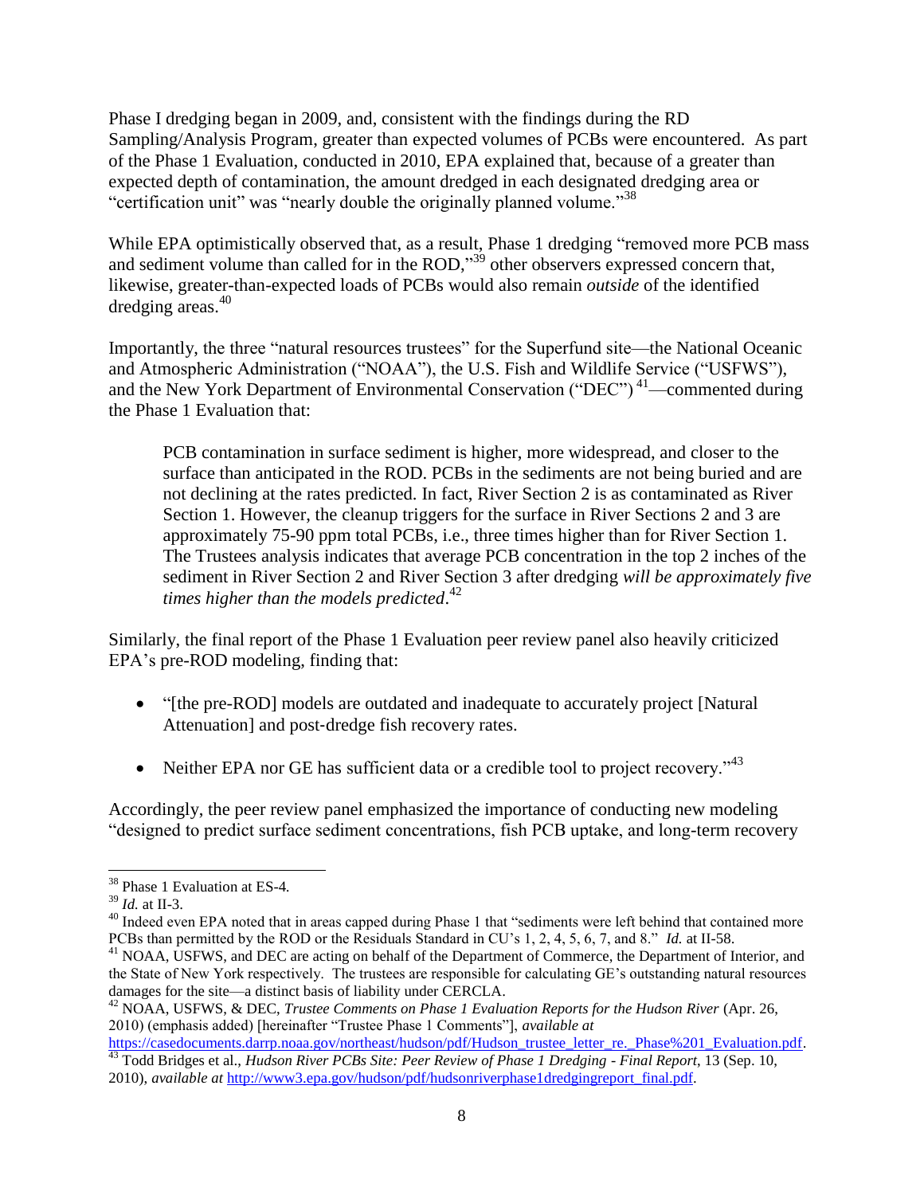Phase I dredging began in 2009, and, consistent with the findings during the RD Sampling/Analysis Program, greater than expected volumes of PCBs were encountered. As part of the Phase 1 Evaluation, conducted in 2010, EPA explained that, because of a greater than expected depth of contamination, the amount dredged in each designated dredging area or "certification unit" was "nearly double the originally planned volume."[38]

While EPA optimistically observed that, as a result, Phase 1 dredging "removed more PCB mass and sediment volume than called for in the ROD,"[39] other observers expressed concern that, likewise, greater-than-expected loads of PCBs would also remain *outside* of the identified dredging areas.[40]

Importantly, the three "natural resources trustees" for the Superfund site—the National Oceanic and Atmospheric Administration ("NOAA"), the U.S. Fish and Wildlife Service ("USFWS"), and the New York Department of Environmental Conservation ("DEC")[41]—commented during the Phase 1 Evaluation that:

> PCB contamination in surface sediment is higher, more widespread, and closer to the surface than anticipated in the ROD. PCBs in the sediments are not being buried and are not declining at the rates predicted. In fact, River Section 2 is as contaminated as River Section 1. However, the cleanup triggers for the surface in River Sections 2 and 3 are approximately 75-90 ppm total PCBs, i.e., three times higher than for River Section 1. The Trustees analysis indicates that average PCB concentration in the top 2 inches of the sediment in River Section 2 and River Section 3 after dredging *will be approximately five times higher than the models predicted*.[42]

Similarly, the final report of the Phase 1 Evaluation peer review panel also heavily criticized EPA's pre-ROD modeling, finding that:

- "[the pre-ROD] models are outdated and inadequate to accurately project [Natural Attenuation] and post-dredge fish recovery rates.
- Neither EPA nor GE has sufficient data or a credible tool to project recovery."[43]

Accordingly, the peer review panel emphasized the importance of conducting new modeling "designed to predict surface sediment concentrations, fish PCB uptake, and long-term recovery

---

[38] Phase 1 Evaluation at ES-4.

[39] *Id.* at II-3.

[40] Indeed even EPA noted that in areas capped during Phase 1 that "sediments were left behind that contained more PCBs than permitted by the ROD or the Residuals Standard in CU's 1, 2, 4, 5, 6, 7, and 8." *Id.* at II-58.

[41] NOAA, USFWS, and DEC are acting on behalf of the Department of Commerce, the Department of Interior, and the State of New York respectively. The trustees are responsible for calculating GE's outstanding natural resources damages for the site—a distinct basis of liability under CERCLA.

[42] NOAA, USFWS, & DEC, *Trustee Comments on Phase 1 Evaluation Reports for the Hudson River* (Apr. 26, 2010) (emphasis added) [hereinafter "Trustee Phase 1 Comments"], *available at* https://casedocuments.darrp.noaa.gov/northeast/hudson/pdf/Hudson_trustee_letter_re._Phase%201_Evaluation.pdf.

[43] Todd Bridges et al., *Hudson River PCBs Site: Peer Review of Phase 1 Dredging - Final Report*, 13 (Sep. 10, 2010), *available at* http://www3.epa.gov/hudson/pdf/hudsonriverphase1dredgingreport_final.pdf.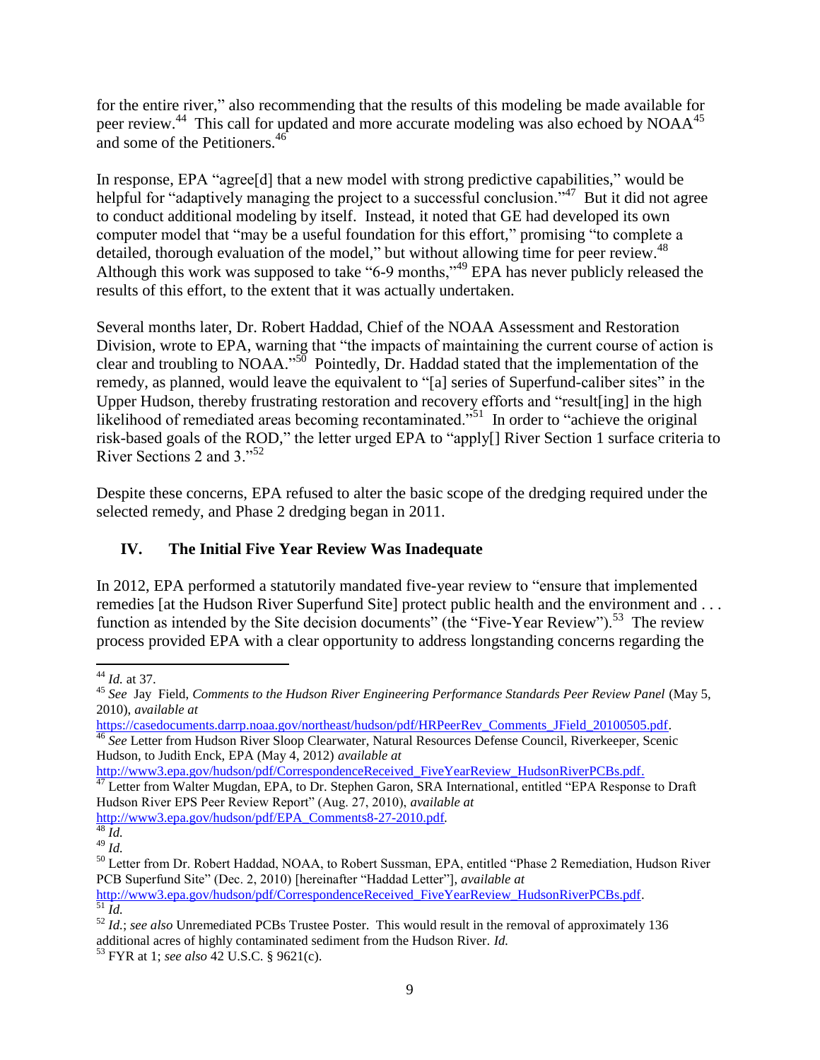for the entire river," also recommending that the results of this modeling be made available for peer review.[44] This call for updated and more accurate modeling was also echoed by NOAA[45] and some of the Petitioners.[46]

In response, EPA "agree[d] that a new model with strong predictive capabilities," would be helpful for "adaptively managing the project to a successful conclusion."[47] But it did not agree to conduct additional modeling by itself. Instead, it noted that GE had developed its own computer model that "may be a useful foundation for this effort," promising "to complete a detailed, thorough evaluation of the model," but without allowing time for peer review.[48] Although this work was supposed to take "6-9 months,"[49] EPA has never publicly released the results of this effort, to the extent that it was actually undertaken.

Several months later, Dr. Robert Haddad, Chief of the NOAA Assessment and Restoration Division, wrote to EPA, warning that "the impacts of maintaining the current course of action is clear and troubling to NOAA."[50] Pointedly, Dr. Haddad stated that the implementation of the remedy, as planned, would leave the equivalent to "[a] series of Superfund-caliber sites" in the Upper Hudson, thereby frustrating restoration and recovery efforts and "result[ing] in the high likelihood of remediated areas becoming recontaminated."[51] In order to "achieve the original risk-based goals of the ROD," the letter urged EPA to "apply[] River Section 1 surface criteria to River Sections 2 and 3."[52]

Despite these concerns, EPA refused to alter the basic scope of the dredging required under the selected remedy, and Phase 2 dredging began in 2011.

## IV. The Initial Five Year Review Was Inadequate

In 2012, EPA performed a statutorily mandated five-year review to "ensure that implemented remedies [at the Hudson River Superfund Site] protect public health and the environment and . . . function as intended by the Site decision documents" (the "Five-Year Review").[53] The review process provided EPA with a clear opportunity to address longstanding concerns regarding the

---

[44] *Id.* at 37.

[45] *See* Jay Field, *Comments to the Hudson River Engineering Performance Standards Peer Review Panel* (May 5, 2010), *available at* https://casedocuments.darrp.noaa.gov/northeast/hudson/pdf/HRPeerRev_Comments_JField_20100505.pdf.

[46] *See* Letter from Hudson River Sloop Clearwater, Natural Resources Defense Council, Riverkeeper, Scenic Hudson, to Judith Enck, EPA (May 4, 2012) *available at* http://www3.epa.gov/hudson/pdf/CorrespondenceReceived_FiveYearReview_HudsonRiverPCBs.pdf.

[47] Letter from Walter Mugdan, EPA, to Dr. Stephen Garon, SRA International, entitled "EPA Response to Draft Hudson River EPS Peer Review Report" (Aug. 27, 2010), *available at* http://www3.epa.gov/hudson/pdf/EPA_Comments8-27-2010.pdf.

[48] *Id.*

[49] *Id.*

[50] Letter from Dr. Robert Haddad, NOAA, to Robert Sussman, EPA, entitled "Phase 2 Remediation, Hudson River PCB Superfund Site" (Dec. 2, 2010) [hereinafter "Haddad Letter"], *available at* http://www3.epa.gov/hudson/pdf/CorrespondenceReceived_FiveYearReview_HudsonRiverPCBs.pdf.

[51] *Id.*

[52] *Id.*; *see also* Unremediated PCBs Trustee Poster. This would result in the removal of approximately 136 additional acres of highly contaminated sediment from the Hudson River. *Id.*

[53] FYR at 1; *see also* 42 U.S.C. § 9621(c).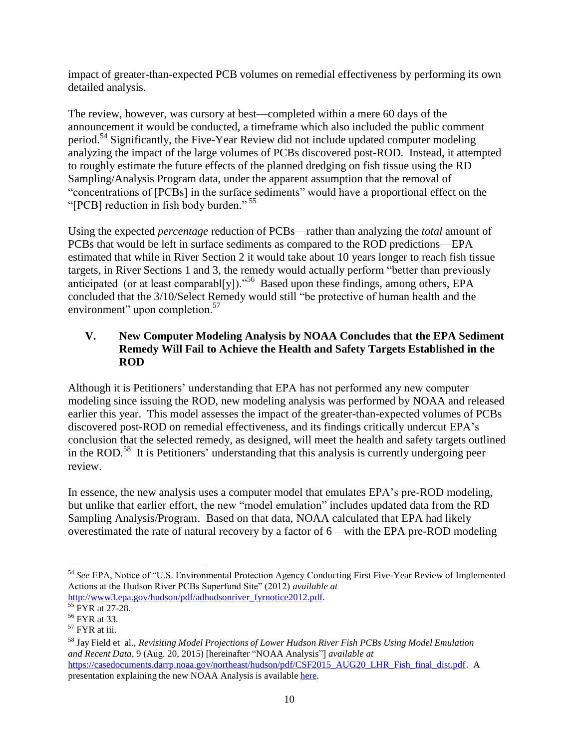impact of greater-than-expected PCB volumes on remedial effectiveness by performing its own detailed analysis.

The review, however, was cursory at best—completed within a mere 60 days of the announcement it would be conducted, a timeframe which also included the public comment period.[54] Significantly, the Five-Year Review did not include updated computer modeling analyzing the impact of the large volumes of PCBs discovered post-ROD. Instead, it attempted to roughly estimate the future effects of the planned dredging on fish tissue using the RD Sampling/Analysis Program data, under the apparent assumption that the removal of "concentrations of [PCBs] in the surface sediments" would have a proportional effect on the "[PCB] reduction in fish body burden."[55]

Using the expected *percentage* reduction of PCBs—rather than analyzing the *total* amount of PCBs that would be left in surface sediments as compared to the ROD predictions—EPA estimated that while in River Section 2 it would take about 10 years longer to reach fish tissue targets, in River Sections 1 and 3, the remedy would actually perform "better than previously anticipated (or at least comparabl[y])."[56] Based upon these findings, among others, EPA concluded that the 3/10/Select Remedy would still "be protective of human health and the environment" upon completion.[57]

## V. New Computer Modeling Analysis by NOAA Concludes that the EPA Sediment Remedy Will Fail to Achieve the Health and Safety Targets Established in the ROD

Although it is Petitioners' understanding that EPA has not performed any new computer modeling since issuing the ROD, new modeling analysis was performed by NOAA and released earlier this year. This model assesses the impact of the greater-than-expected volumes of PCBs discovered post-ROD on remedial effectiveness, and its findings critically undercut EPA's conclusion that the selected remedy, as designed, will meet the health and safety targets outlined in the ROD.[58] It is Petitioners' understanding that this analysis is currently undergoing peer review.

In essence, the new analysis uses a computer model that emulates EPA's pre-ROD modeling, but unlike that earlier effort, the new "model emulation" includes updated data from the RD Sampling Analysis/Program. Based on that data, NOAA calculated that EPA had likely overestimated the rate of natural recovery by a factor of 6—with the EPA pre-ROD modeling

---

[54] *See* EPA, Notice of "U.S. Environmental Protection Agency Conducting First Five-Year Review of Implemented Actions at the Hudson River PCBs Superfund Site" (2012) *available at* http://www3.epa.gov/hudson/pdf/adhudsonriver_fyrnotice2012.pdf.

[55] FYR at 27-28.

[56] FYR at 33.

[57] FYR at iii.

[58] Jay Field et al., *Revisiting Model Projections of Lower Hudson River Fish PCBs Using Model Emulation and Recent Data*, 9 (Aug. 20, 2015) [hereinafter "NOAA Analysis"] *available at* https://casedocuments.darrp.noaa.gov/northeast/hudson/pdf/CSF2015_AUG20_LHR_Fish_final_dist.pdf. A presentation explaining the new NOAA Analysis is available here.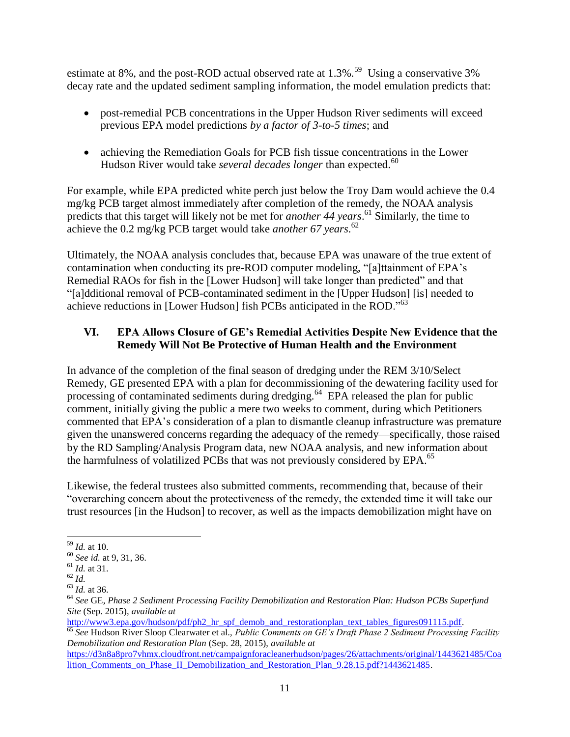estimate at 8%, and the post-ROD actual observed rate at 1.3%.[59] Using a conservative 3% decay rate and the updated sediment sampling information, the model emulation predicts that:

- post-remedial PCB concentrations in the Upper Hudson River sediments will exceed previous EPA model predictions *by a factor of 3-to-5 times*; and
- achieving the Remediation Goals for PCB fish tissue concentrations in the Lower Hudson River would take *several decades longer* than expected.[60]

For example, while EPA predicted white perch just below the Troy Dam would achieve the 0.4 mg/kg PCB target almost immediately after completion of the remedy, the NOAA analysis predicts that this target will likely not be met for *another 44 years*.[61] Similarly, the time to achieve the 0.2 mg/kg PCB target would take *another 67 years*.[62]

Ultimately, the NOAA analysis concludes that, because EPA was unaware of the true extent of contamination when conducting its pre-ROD computer modeling, "[a]ttainment of EPA's Remedial RAOs for fish in the [Lower Hudson] will take longer than predicted" and that "[a]dditional removal of PCB-contaminated sediment in the [Upper Hudson] [is] needed to achieve reductions in [Lower Hudson] fish PCBs anticipated in the ROD."[63]

## VI. EPA Allows Closure of GE's Remedial Activities Despite New Evidence that the Remedy Will Not Be Protective of Human Health and the Environment

In advance of the completion of the final season of dredging under the REM 3/10/Select Remedy, GE presented EPA with a plan for decommissioning of the dewatering facility used for processing of contaminated sediments during dredging.[64] EPA released the plan for public comment, initially giving the public a mere two weeks to comment, during which Petitioners commented that EPA's consideration of a plan to dismantle cleanup infrastructure was premature given the unanswered concerns regarding the adequacy of the remedy—specifically, those raised by the RD Sampling/Analysis Program data, new NOAA analysis, and new information about the harmfulness of volatilized PCBs that was not previously considered by EPA.[65]

Likewise, the federal trustees also submitted comments, recommending that, because of their "overarching concern about the protectiveness of the remedy, the extended time it will take our trust resources [in the Hudson] to recover, as well as the impacts demobilization might have on

---

[59] *Id.* at 10.

[60] *See id.* at 9, 31, 36.

[61] *Id.* at 31.

[62] *Id.*

[63] *Id.* at 36.

[64] *See* GE, *Phase 2 Sediment Processing Facility Demobilization and Restoration Plan: Hudson PCBs Superfund Site* (Sep. 2015), *available at* http://www3.epa.gov/hudson/pdf/ph2_hr_spf_demob_and_restorationplan_text_tables_figures091115.pdf.

[65] *See* Hudson River Sloop Clearwater et al., *Public Comments on GE's Draft Phase 2 Sediment Processing Facility Demobilization and Restoration Plan* (Sep. 28, 2015), *available at* https://d3n8a8pro7vhmx.cloudfront.net/campaignforacleanerhudson/pages/26/attachments/original/1443621485/Coalition_Comments_on_Phase_II_Demobilization_and_Restoration_Plan_9.28.15.pdf?1443621485.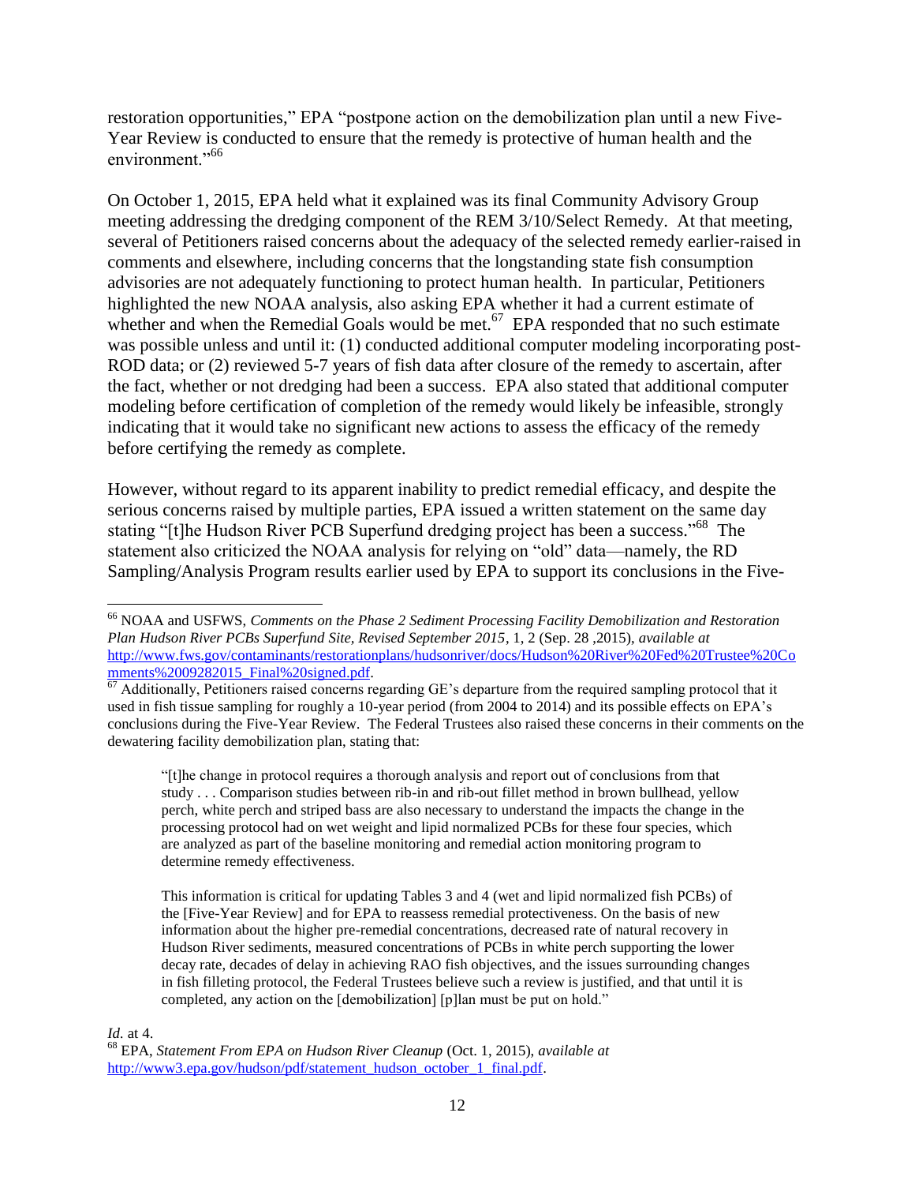restoration opportunities," EPA "postpone action on the demobilization plan until a new Five-Year Review is conducted to ensure that the remedy is protective of human health and the environment."[66]

On October 1, 2015, EPA held what it explained was its final Community Advisory Group meeting addressing the dredging component of the REM 3/10/Select Remedy. At that meeting, several of Petitioners raised concerns about the adequacy of the selected remedy earlier-raised in comments and elsewhere, including concerns that the longstanding state fish consumption advisories are not adequately functioning to protect human health. In particular, Petitioners highlighted the new NOAA analysis, also asking EPA whether it had a current estimate of whether and when the Remedial Goals would be met.[67] EPA responded that no such estimate was possible unless and until it: (1) conducted additional computer modeling incorporating post-ROD data; or (2) reviewed 5-7 years of fish data after closure of the remedy to ascertain, after the fact, whether or not dredging had been a success. EPA also stated that additional computer modeling before certification of completion of the remedy would likely be infeasible, strongly indicating that it would take no significant new actions to assess the efficacy of the remedy before certifying the remedy as complete.

However, without regard to its apparent inability to predict remedial efficacy, and despite the serious concerns raised by multiple parties, EPA issued a written statement on the same day stating "[t]he Hudson River PCB Superfund dredging project has been a success."[68] The statement also criticized the NOAA analysis for relying on "old" data—namely, the RD Sampling/Analysis Program results earlier used by EPA to support its conclusions in the Five-

---

[66] NOAA and USFWS, *Comments on the Phase 2 Sediment Processing Facility Demobilization and Restoration Plan Hudson River PCBs Superfund Site, Revised September 2015*, 1, 2 (Sep. 28 ,2015), *available at* http://www.fws.gov/contaminants/restorationplans/hudsonriver/docs/Hudson%20River%20Fed%20Trustee%20Comments%2009282015_Final%20signed.pdf.

[67] Additionally, Petitioners raised concerns regarding GE's departure from the required sampling protocol that it used in fish tissue sampling for roughly a 10-year period (from 2004 to 2014) and its possible effects on EPA's conclusions during the Five-Year Review. The Federal Trustees also raised these concerns in their comments on the dewatering facility demobilization plan, stating that:

> "[t]he change in protocol requires a thorough analysis and report out of conclusions from that study . . . Comparison studies between rib-in and rib-out fillet method in brown bullhead, yellow perch, white perch and striped bass are also necessary to understand the impacts the change in the processing protocol had on wet weight and lipid normalized PCBs for these four species, which are analyzed as part of the baseline monitoring and remedial action monitoring program to determine remedy effectiveness.
>
> This information is critical for updating Tables 3 and 4 (wet and lipid normalized fish PCBs) of the [Five-Year Review] and for EPA to reassess remedial protectiveness. On the basis of new information about the higher pre-remedial concentrations, decreased rate of natural recovery in Hudson River sediments, measured concentrations of PCBs in white perch supporting the lower decay rate, decades of delay in achieving RAO fish objectives, and the issues surrounding changes in fish filleting protocol, the Federal Trustees believe such a review is justified, and that until it is completed, any action on the [demobilization] [p]lan must be put on hold."

*Id.* at 4.

[68] EPA, *Statement From EPA on Hudson River Cleanup* (Oct. 1, 2015), *available at* http://www3.epa.gov/hudson/pdf/statement_hudson_october_1_final.pdf.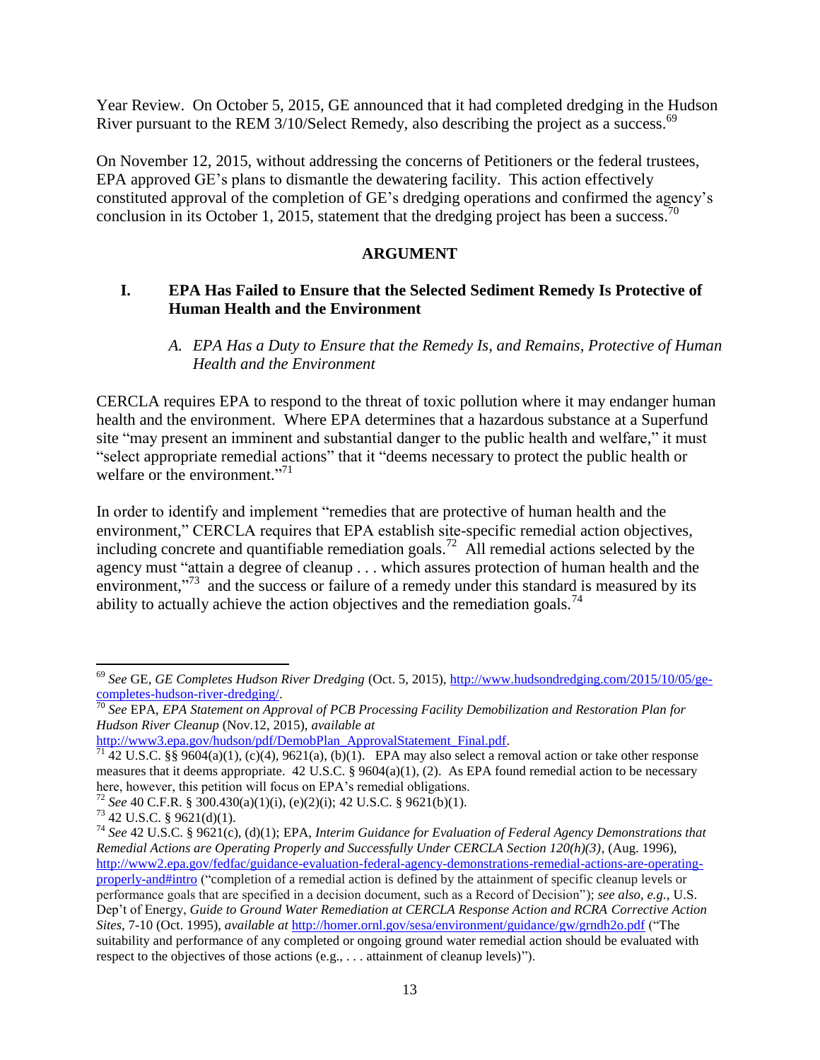Year Review. On October 5, 2015, GE announced that it had completed dredging in the Hudson River pursuant to the REM 3/10/Select Remedy, also describing the project as a success.[69]

On November 12, 2015, without addressing the concerns of Petitioners or the federal trustees, EPA approved GE's plans to dismantle the dewatering facility. This action effectively constituted approval of the completion of GE's dredging operations and confirmed the agency's conclusion in its October 1, 2015, statement that the dredging project has been a success.[70]

## ARGUMENT

### I. EPA Has Failed to Ensure that the Selected Sediment Remedy Is Protective of Human Health and the Environment

#### *A. EPA Has a Duty to Ensure that the Remedy Is, and Remains, Protective of Human Health and the Environment*

CERCLA requires EPA to respond to the threat of toxic pollution where it may endanger human health and the environment. Where EPA determines that a hazardous substance at a Superfund site "may present an imminent and substantial danger to the public health and welfare," it must "select appropriate remedial actions" that it "deems necessary to protect the public health or welfare or the environment."[71]

In order to identify and implement "remedies that are protective of human health and the environment," CERCLA requires that EPA establish site-specific remedial action objectives, including concrete and quantifiable remediation goals.[72] All remedial actions selected by the agency must "attain a degree of cleanup . . . which assures protection of human health and the environment,"[73] and the success or failure of a remedy under this standard is measured by its ability to actually achieve the action objectives and the remediation goals.[74]

---

[69] *See* GE, *GE Completes Hudson River Dredging* (Oct. 5, 2015), http://www.hudsondredging.com/2015/10/05/ge-completes-hudson-river-dredging/.

[70] *See* EPA, *EPA Statement on Approval of PCB Processing Facility Demobilization and Restoration Plan for Hudson River Cleanup* (Nov.12, 2015), *available at* http://www3.epa.gov/hudson/pdf/DemobPlan_ApprovalStatement_Final.pdf.

[71] 42 U.S.C. §§ 9604(a)(1), (c)(4), 9621(a), (b)(1). EPA may also select a removal action or take other response measures that it deems appropriate. 42 U.S.C. § 9604(a)(1), (2). As EPA found remedial action to be necessary here, however, this petition will focus on EPA's remedial obligations.

[72] *See* 40 C.F.R. § 300.430(a)(1)(i), (e)(2)(i); 42 U.S.C. § 9621(b)(1).

[73] 42 U.S.C. § 9621(d)(1).

[74] *See* 42 U.S.C. § 9621(c), (d)(1); EPA, *Interim Guidance for Evaluation of Federal Agency Demonstrations that Remedial Actions are Operating Properly and Successfully Under CERCLA Section 120(h)(3)*, (Aug. 1996), http://www2.epa.gov/fedfac/guidance-evaluation-federal-agency-demonstrations-remedial-actions-are-operating-properly-and#intro ("completion of a remedial action is defined by the attainment of specific cleanup levels or performance goals that are specified in a decision document, such as a Record of Decision"); *see also, e.g.,* U.S. Dep't of Energy, *Guide to Ground Water Remediation at CERCLA Response Action and RCRA Corrective Action Sites*, 7-10 (Oct. 1995), *available at* http://homer.ornl.gov/sesa/environment/guidance/gw/grndh2o.pdf ("The suitability and performance of any completed or ongoing ground water remedial action should be evaluated with respect to the objectives of those actions (e.g., . . . attainment of cleanup levels)").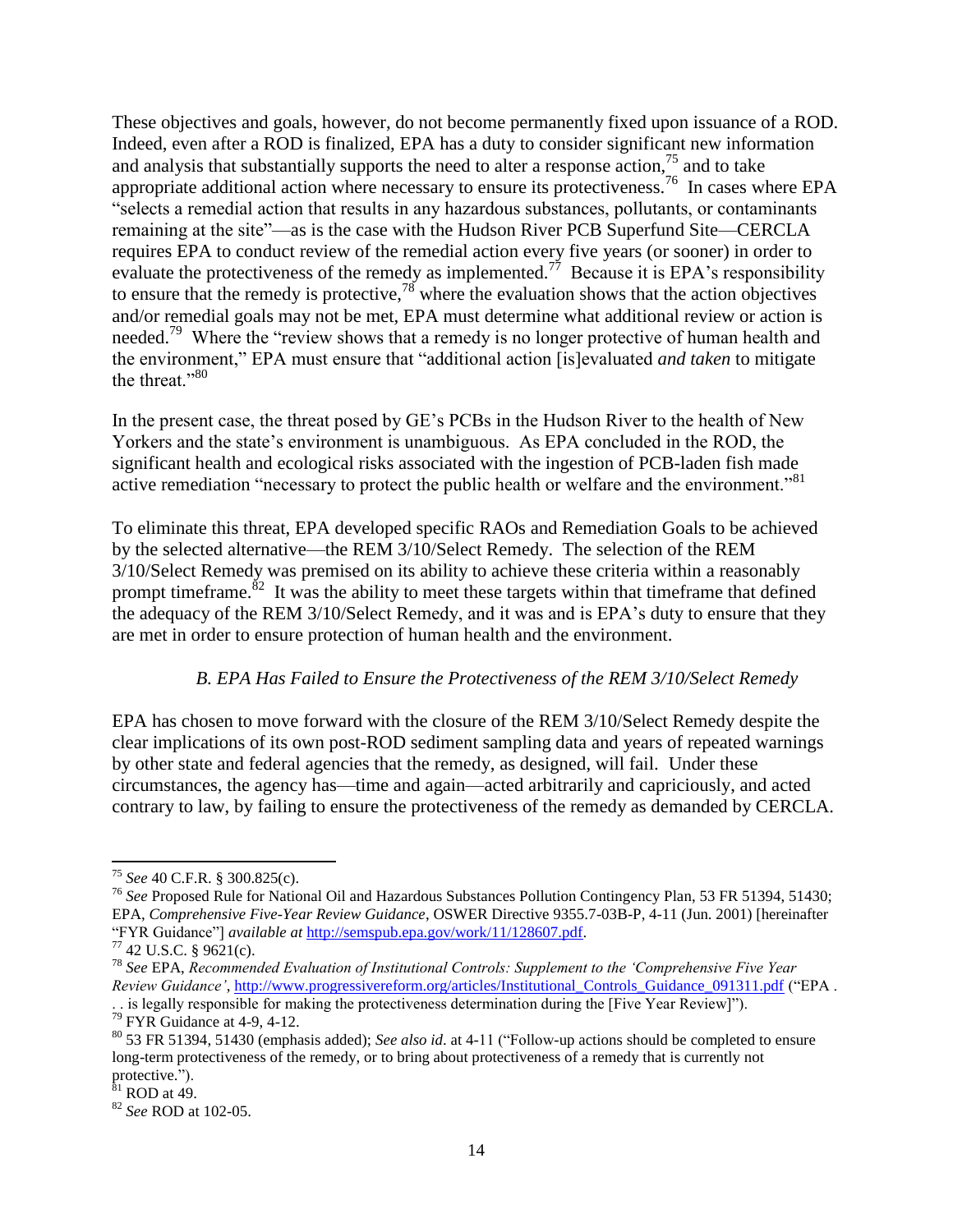These objectives and goals, however, do not become permanently fixed upon issuance of a ROD. Indeed, even after a ROD is finalized, EPA has a duty to consider significant new information and analysis that substantially supports the need to alter a response action,[75] and to take appropriate additional action where necessary to ensure its protectiveness.[76] In cases where EPA "selects a remedial action that results in any hazardous substances, pollutants, or contaminants remaining at the site"—as is the case with the Hudson River PCB Superfund Site—CERCLA requires EPA to conduct review of the remedial action every five years (or sooner) in order to evaluate the protectiveness of the remedy as implemented.[77] Because it is EPA's responsibility to ensure that the remedy is protective,[78] where the evaluation shows that the action objectives and/or remedial goals may not be met, EPA must determine what additional review or action is needed.[79] Where the "review shows that a remedy is no longer protective of human health and the environment," EPA must ensure that "additional action [is]evaluated *and taken* to mitigate the threat."[80]

In the present case, the threat posed by GE's PCBs in the Hudson River to the health of New Yorkers and the state's environment is unambiguous. As EPA concluded in the ROD, the significant health and ecological risks associated with the ingestion of PCB-laden fish made active remediation "necessary to protect the public health or welfare and the environment."[81]

To eliminate this threat, EPA developed specific RAOs and Remediation Goals to be achieved by the selected alternative—the REM 3/10/Select Remedy. The selection of the REM 3/10/Select Remedy was premised on its ability to achieve these criteria within a reasonably prompt timeframe.[82] It was the ability to meet these targets within that timeframe that defined the adequacy of the REM 3/10/Select Remedy, and it was and is EPA's duty to ensure that they are met in order to ensure protection of human health and the environment.

### *B. EPA Has Failed to Ensure the Protectiveness of the REM 3/10/Select Remedy*

EPA has chosen to move forward with the closure of the REM 3/10/Select Remedy despite the clear implications of its own post-ROD sediment sampling data and years of repeated warnings by other state and federal agencies that the remedy, as designed, will fail. Under these circumstances, the agency has—time and again—acted arbitrarily and capriciously, and acted contrary to law, by failing to ensure the protectiveness of the remedy as demanded by CERCLA.

---

[75] *See* 40 C.F.R. § 300.825(c).

[76] *See* Proposed Rule for National Oil and Hazardous Substances Pollution Contingency Plan, 53 FR 51394, 51430; EPA, *Comprehensive Five-Year Review Guidance*, OSWER Directive 9355.7-03B-P, 4-11 (Jun. 2001) [hereinafter "FYR Guidance"] *available at* http://semspub.epa.gov/work/11/128607.pdf.

[77] 42 U.S.C. § 9621(c).

[78] *See* EPA, *Recommended Evaluation of Institutional Controls: Supplement to the 'Comprehensive Five Year Review Guidance'*, http://www.progressivereform.org/articles/Institutional_Controls_Guidance_091311.pdf ("EPA . . . is legally responsible for making the protectiveness determination during the [Five Year Review]").

[79] FYR Guidance at 4-9, 4-12.

[80] 53 FR 51394, 51430 (emphasis added); *See also id*. at 4-11 ("Follow-up actions should be completed to ensure long-term protectiveness of the remedy, or to bring about protectiveness of a remedy that is currently not protective.").

[81] ROD at 49.

[82] *See* ROD at 102-05.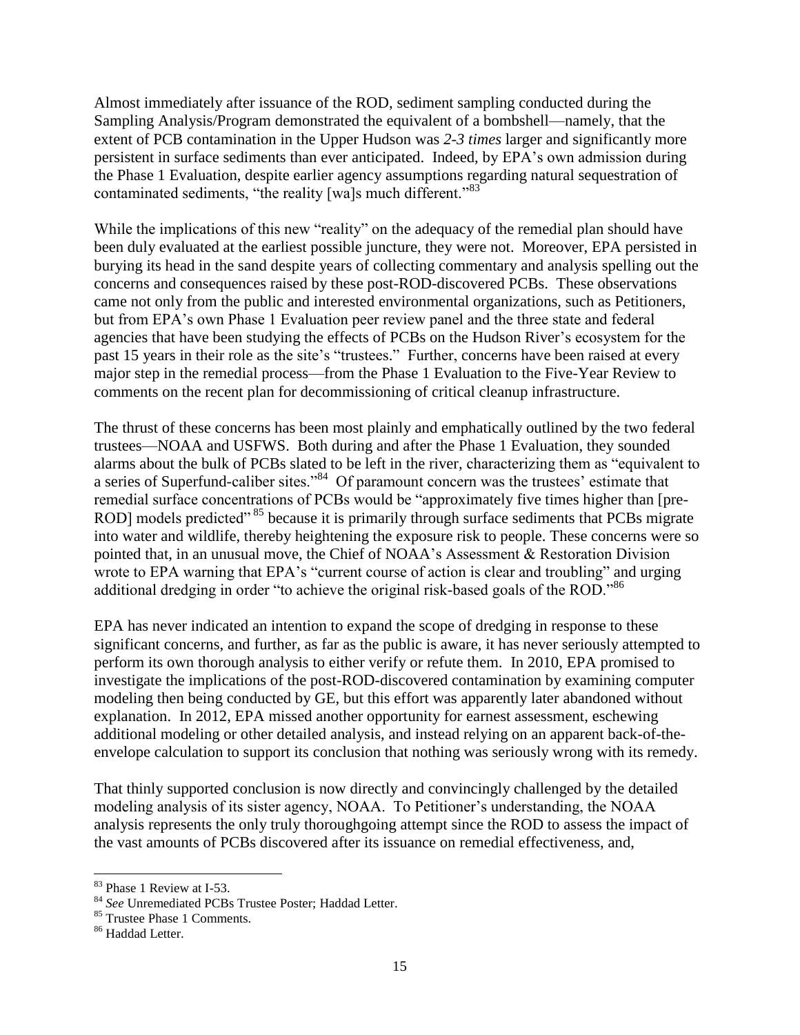Almost immediately after issuance of the ROD, sediment sampling conducted during the Sampling Analysis/Program demonstrated the equivalent of a bombshell—namely, that the extent of PCB contamination in the Upper Hudson was *2-3 times* larger and significantly more persistent in surface sediments than ever anticipated. Indeed, by EPA's own admission during the Phase 1 Evaluation, despite earlier agency assumptions regarding natural sequestration of contaminated sediments, "the reality [wa]s much different."[83]

While the implications of this new "reality" on the adequacy of the remedial plan should have been duly evaluated at the earliest possible juncture, they were not. Moreover, EPA persisted in burying its head in the sand despite years of collecting commentary and analysis spelling out the concerns and consequences raised by these post-ROD-discovered PCBs. These observations came not only from the public and interested environmental organizations, such as Petitioners, but from EPA's own Phase 1 Evaluation peer review panel and the three state and federal agencies that have been studying the effects of PCBs on the Hudson River's ecosystem for the past 15 years in their role as the site's "trustees." Further, concerns have been raised at every major step in the remedial process—from the Phase 1 Evaluation to the Five-Year Review to comments on the recent plan for decommissioning of critical cleanup infrastructure.

The thrust of these concerns has been most plainly and emphatically outlined by the two federal trustees—NOAA and USFWS. Both during and after the Phase 1 Evaluation, they sounded alarms about the bulk of PCBs slated to be left in the river, characterizing them as "equivalent to a series of Superfund-caliber sites."[84] Of paramount concern was the trustees' estimate that remedial surface concentrations of PCBs would be "approximately five times higher than [pre-ROD] models predicted"[85] because it is primarily through surface sediments that PCBs migrate into water and wildlife, thereby heightening the exposure risk to people. These concerns were so pointed that, in an unusual move, the Chief of NOAA's Assessment & Restoration Division wrote to EPA warning that EPA's "current course of action is clear and troubling" and urging additional dredging in order "to achieve the original risk-based goals of the ROD."[86]

EPA has never indicated an intention to expand the scope of dredging in response to these significant concerns, and further, as far as the public is aware, it has never seriously attempted to perform its own thorough analysis to either verify or refute them. In 2010, EPA promised to investigate the implications of the post-ROD-discovered contamination by examining computer modeling then being conducted by GE, but this effort was apparently later abandoned without explanation. In 2012, EPA missed another opportunity for earnest assessment, eschewing additional modeling or other detailed analysis, and instead relying on an apparent back-of-the-envelope calculation to support its conclusion that nothing was seriously wrong with its remedy.

That thinly supported conclusion is now directly and convincingly challenged by the detailed modeling analysis of its sister agency, NOAA. To Petitioner's understanding, the NOAA analysis represents the only truly thoroughgoing attempt since the ROD to assess the impact of the vast amounts of PCBs discovered after its issuance on remedial effectiveness, and,

---

[83] Phase 1 Review at I-53.

[84] *See* Unremediated PCBs Trustee Poster; Haddad Letter.

[85] Trustee Phase 1 Comments.

[86] Haddad Letter.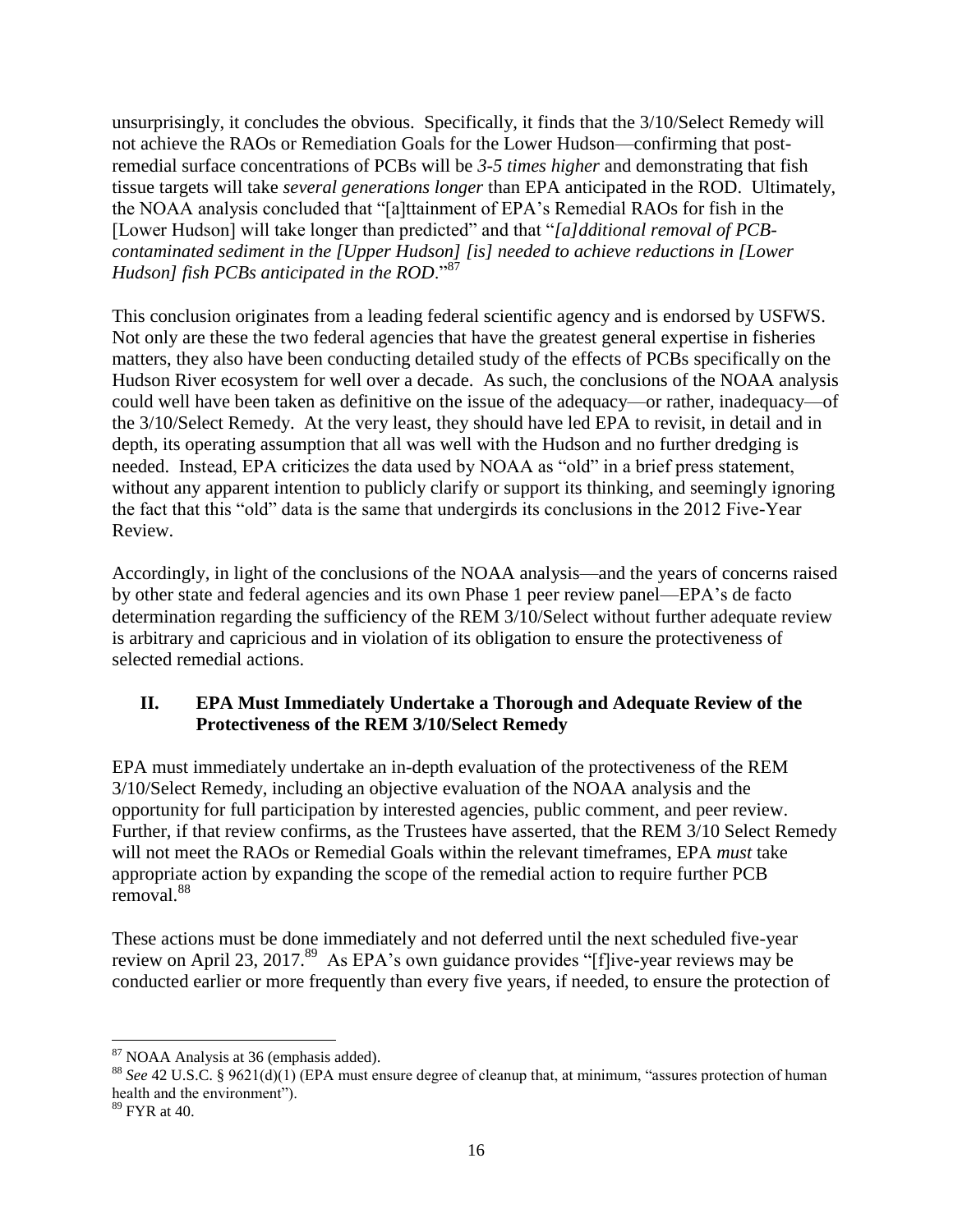unsurprisingly, it concludes the obvious. Specifically, it finds that the 3/10/Select Remedy will not achieve the RAOs or Remediation Goals for the Lower Hudson—confirming that post-remedial surface concentrations of PCBs will be *3-5 times higher* and demonstrating that fish tissue targets will take *several generations longer* than EPA anticipated in the ROD. Ultimately, the NOAA analysis concluded that "[a]ttainment of EPA's Remedial RAOs for fish in the [Lower Hudson] will take longer than predicted" and that "*[a]dditional removal of PCB-contaminated sediment in the [Upper Hudson] [is] needed to achieve reductions in [Lower Hudson] fish PCBs anticipated in the ROD*."[87]

This conclusion originates from a leading federal scientific agency and is endorsed by USFWS. Not only are these the two federal agencies that have the greatest general expertise in fisheries matters, they also have been conducting detailed study of the effects of PCBs specifically on the Hudson River ecosystem for well over a decade. As such, the conclusions of the NOAA analysis could well have been taken as definitive on the issue of the adequacy—or rather, inadequacy—of the 3/10/Select Remedy. At the very least, they should have led EPA to revisit, in detail and in depth, its operating assumption that all was well with the Hudson and no further dredging is needed. Instead, EPA criticizes the data used by NOAA as "old" in a brief press statement, without any apparent intention to publicly clarify or support its thinking, and seemingly ignoring the fact that this "old" data is the same that undergirds its conclusions in the 2012 Five-Year Review.

Accordingly, in light of the conclusions of the NOAA analysis—and the years of concerns raised by other state and federal agencies and its own Phase 1 peer review panel—EPA's de facto determination regarding the sufficiency of the REM 3/10/Select without further adequate review is arbitrary and capricious and in violation of its obligation to ensure the protectiveness of selected remedial actions.

## II. EPA Must Immediately Undertake a Thorough and Adequate Review of the Protectiveness of the REM 3/10/Select Remedy

EPA must immediately undertake an in-depth evaluation of the protectiveness of the REM 3/10/Select Remedy, including an objective evaluation of the NOAA analysis and the opportunity for full participation by interested agencies, public comment, and peer review. Further, if that review confirms, as the Trustees have asserted, that the REM 3/10 Select Remedy will not meet the RAOs or Remedial Goals within the relevant timeframes, EPA *must* take appropriate action by expanding the scope of the remedial action to require further PCB removal.[88]

These actions must be done immediately and not deferred until the next scheduled five-year review on April 23, 2017.[89] As EPA's own guidance provides "[f]ive-year reviews may be conducted earlier or more frequently than every five years, if needed, to ensure the protection of

---

[87] NOAA Analysis at 36 (emphasis added).

[88] *See* 42 U.S.C. § 9621(d)(1) (EPA must ensure degree of cleanup that, at minimum, "assures protection of human health and the environment").

[89] FYR at 40.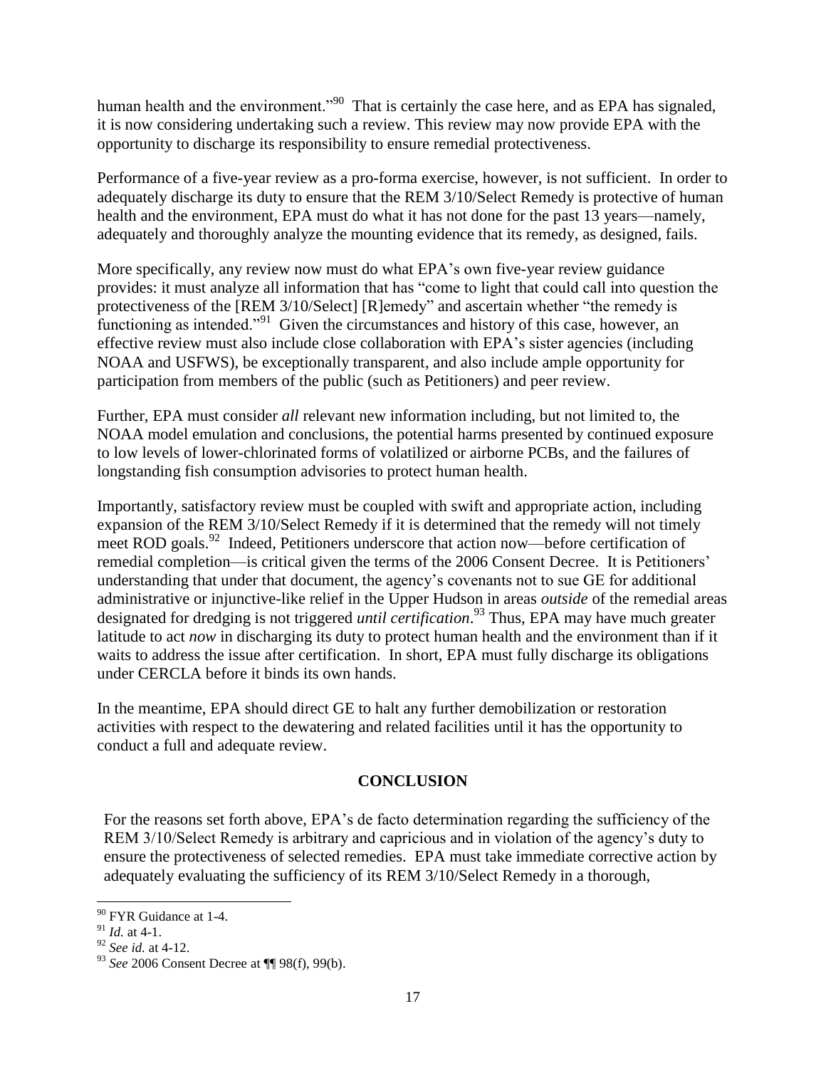human health and the environment."[90] That is certainly the case here, and as EPA has signaled, it is now considering undertaking such a review. This review may now provide EPA with the opportunity to discharge its responsibility to ensure remedial protectiveness.

Performance of a five-year review as a pro-forma exercise, however, is not sufficient. In order to adequately discharge its duty to ensure that the REM 3/10/Select Remedy is protective of human health and the environment, EPA must do what it has not done for the past 13 years—namely, adequately and thoroughly analyze the mounting evidence that its remedy, as designed, fails.

More specifically, any review now must do what EPA's own five-year review guidance provides: it must analyze all information that has "come to light that could call into question the protectiveness of the [REM 3/10/Select] [R]emedy" and ascertain whether "the remedy is functioning as intended."[91] Given the circumstances and history of this case, however, an effective review must also include close collaboration with EPA's sister agencies (including NOAA and USFWS), be exceptionally transparent, and also include ample opportunity for participation from members of the public (such as Petitioners) and peer review.

Further, EPA must consider *all* relevant new information including, but not limited to, the NOAA model emulation and conclusions, the potential harms presented by continued exposure to low levels of lower-chlorinated forms of volatilized or airborne PCBs, and the failures of longstanding fish consumption advisories to protect human health.

Importantly, satisfactory review must be coupled with swift and appropriate action, including expansion of the REM 3/10/Select Remedy if it is determined that the remedy will not timely meet ROD goals.[92] Indeed, Petitioners underscore that action now—before certification of remedial completion—is critical given the terms of the 2006 Consent Decree. It is Petitioners' understanding that under that document, the agency's covenants not to sue GE for additional administrative or injunctive-like relief in the Upper Hudson in areas *outside* of the remedial areas designated for dredging is not triggered *until certification*.[93] Thus, EPA may have much greater latitude to act *now* in discharging its duty to protect human health and the environment than if it waits to address the issue after certification. In short, EPA must fully discharge its obligations under CERCLA before it binds its own hands.

In the meantime, EPA should direct GE to halt any further demobilization or restoration activities with respect to the dewatering and related facilities until it has the opportunity to conduct a full and adequate review.

## CONCLUSION

For the reasons set forth above, EPA's de facto determination regarding the sufficiency of the REM 3/10/Select Remedy is arbitrary and capricious and in violation of the agency's duty to ensure the protectiveness of selected remedies. EPA must take immediate corrective action by adequately evaluating the sufficiency of its REM 3/10/Select Remedy in a thorough,

---

[90] FYR Guidance at 1-4.

[91] *Id.* at 4-1.

[92] *See id.* at 4-12.

[93] *See* 2006 Consent Decree at ¶¶ 98(f), 99(b).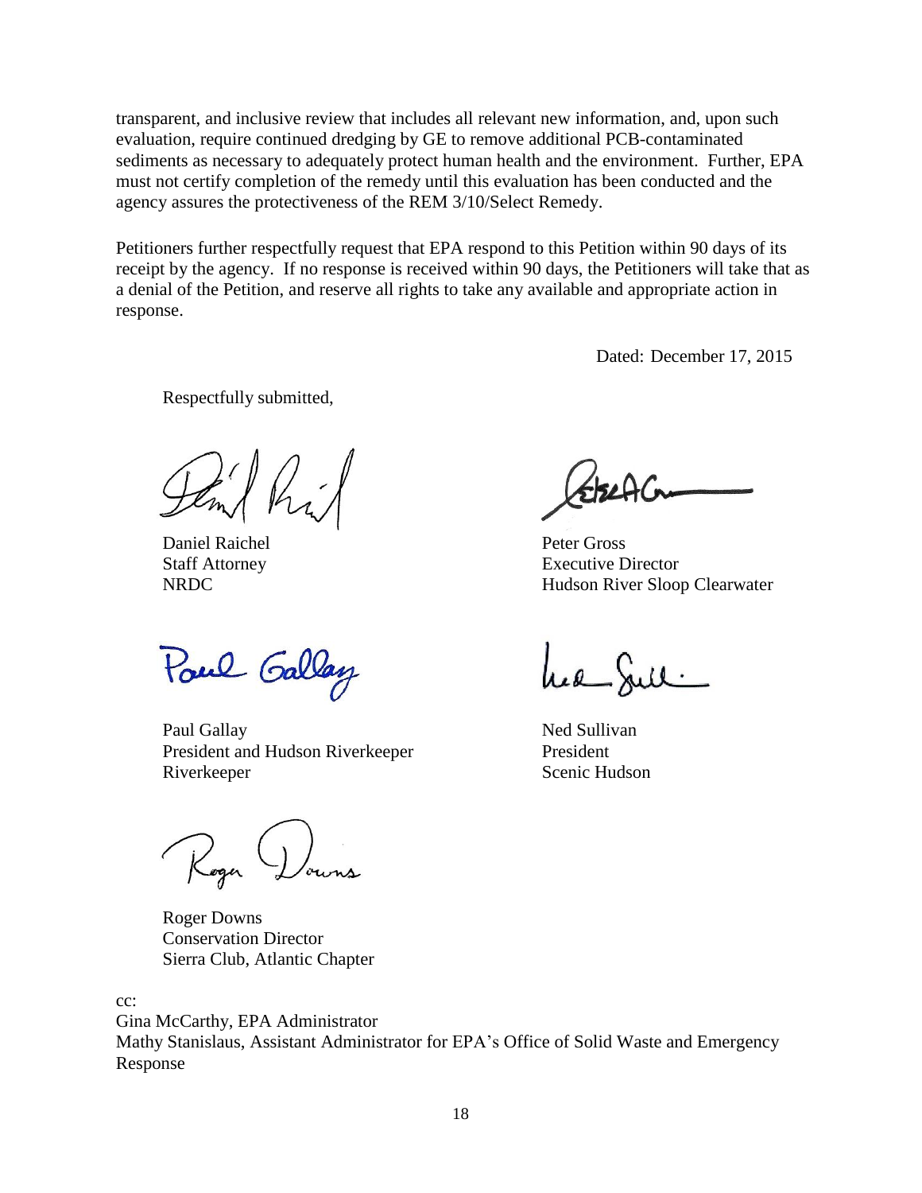transparent, and inclusive review that includes all relevant new information, and, upon such evaluation, require continued dredging by GE to remove additional PCB-contaminated sediments as necessary to adequately protect human health and the environment. Further, EPA must not certify completion of the remedy until this evaluation has been conducted and the agency assures the protectiveness of the REM 3/10/Select Remedy.

Petitioners further respectfully request that EPA respond to this Petition within 90 days of its receipt by the agency. If no response is received within 90 days, the Petitioners will take that as a denial of the Petition, and reserve all rights to take any available and appropriate action in response.

Dated: December 17, 2015

Respectfully submitted,

Daniel Raichel
Staff Attorney
NRDC

Peter Gross
Executive Director
Hudson River Sloop Clearwater

Paul Gallay
President and Hudson Riverkeeper
Riverkeeper

Ned Sullivan
President
Scenic Hudson

Roger Downs
Conservation Director
Sierra Club, Atlantic Chapter

cc:
Gina McCarthy, EPA Administrator
Mathy Stanislaus, Assistant Administrator for EPA's Office of Solid Waste and Emergency Response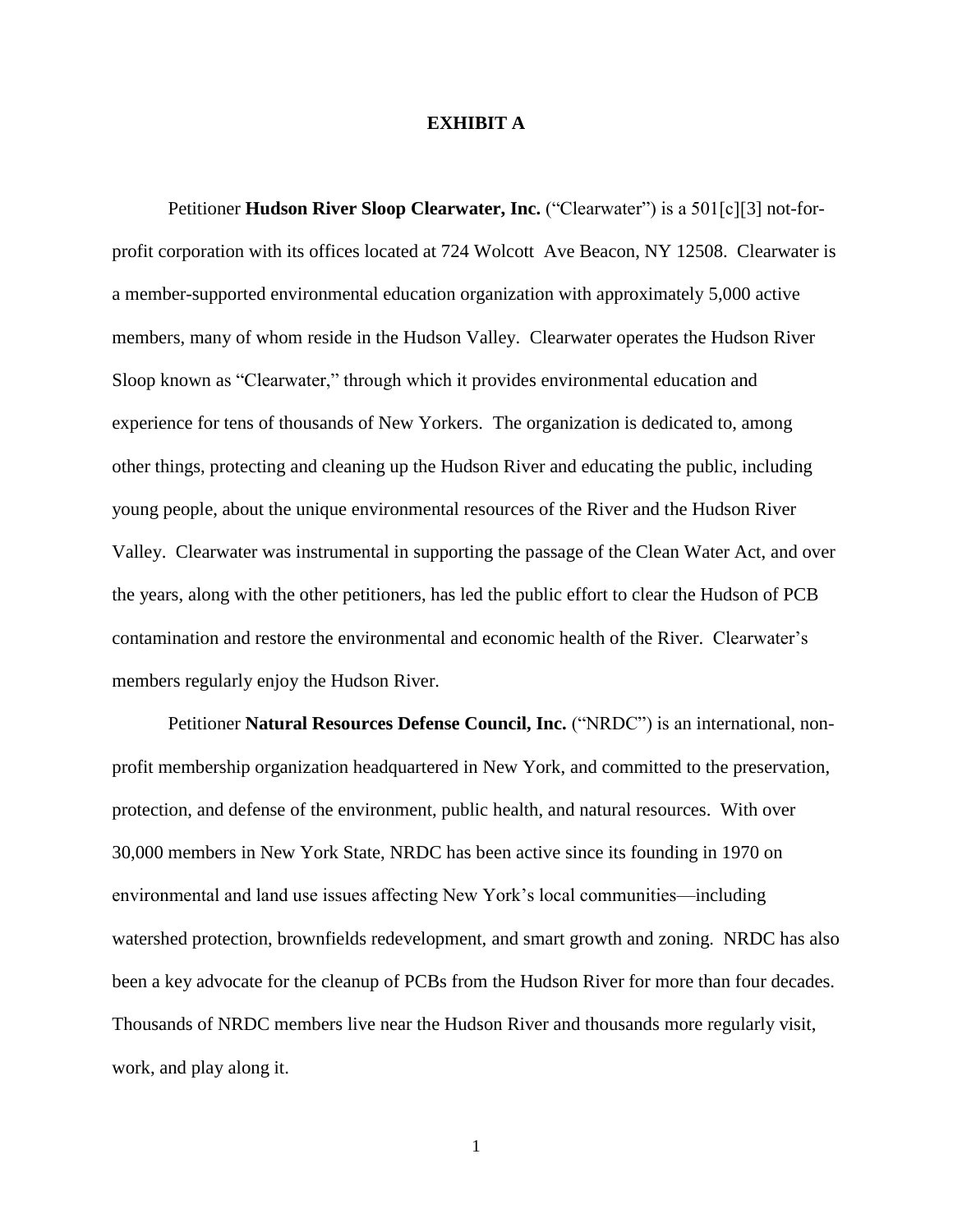# EXHIBIT A

Petitioner **Hudson River Sloop Clearwater, Inc.** ("Clearwater") is a 501[c][3] not-for-profit corporation with its offices located at 724 Wolcott Ave Beacon, NY 12508. Clearwater is a member-supported environmental education organization with approximately 5,000 active members, many of whom reside in the Hudson Valley. Clearwater operates the Hudson River Sloop known as "Clearwater," through which it provides environmental education and experience for tens of thousands of New Yorkers. The organization is dedicated to, among other things, protecting and cleaning up the Hudson River and educating the public, including young people, about the unique environmental resources of the River and the Hudson River Valley. Clearwater was instrumental in supporting the passage of the Clean Water Act, and over the years, along with the other petitioners, has led the public effort to clear the Hudson of PCB contamination and restore the environmental and economic health of the River. Clearwater's members regularly enjoy the Hudson River.

Petitioner **Natural Resources Defense Council, Inc.** ("NRDC") is an international, non-profit membership organization headquartered in New York, and committed to the preservation, protection, and defense of the environment, public health, and natural resources. With over 30,000 members in New York State, NRDC has been active since its founding in 1970 on environmental and land use issues affecting New York's local communities—including watershed protection, brownfields redevelopment, and smart growth and zoning. NRDC has also been a key advocate for the cleanup of PCBs from the Hudson River for more than four decades. Thousands of NRDC members live near the Hudson River and thousands more regularly visit, work, and play along it.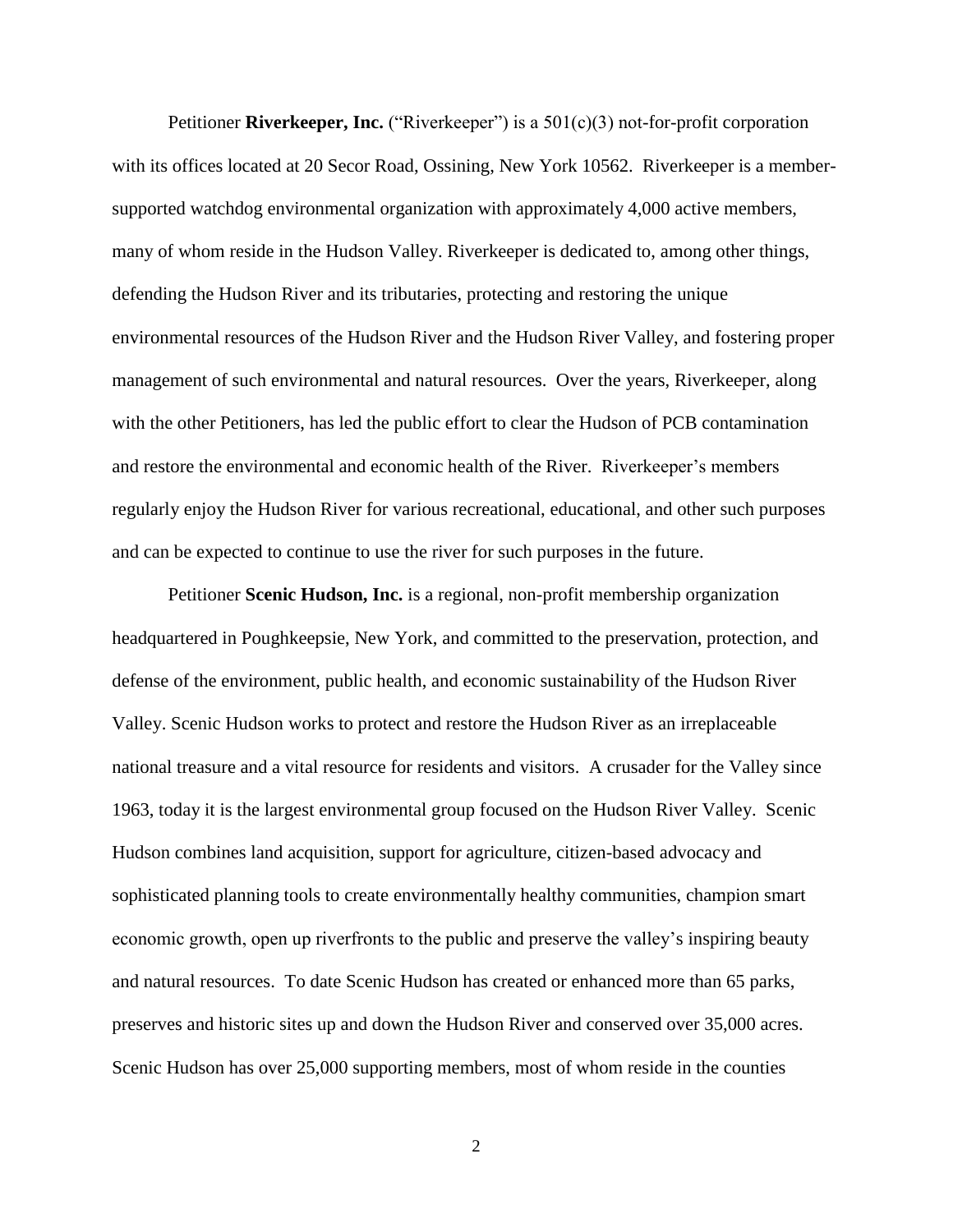Petitioner **Riverkeeper, Inc.** ("Riverkeeper") is a 501(c)(3) not-for-profit corporation with its offices located at 20 Secor Road, Ossining, New York 10562. Riverkeeper is a member-supported watchdog environmental organization with approximately 4,000 active members, many of whom reside in the Hudson Valley. Riverkeeper is dedicated to, among other things, defending the Hudson River and its tributaries, protecting and restoring the unique environmental resources of the Hudson River and the Hudson River Valley, and fostering proper management of such environmental and natural resources. Over the years, Riverkeeper, along with the other Petitioners, has led the public effort to clear the Hudson of PCB contamination and restore the environmental and economic health of the River. Riverkeeper's members regularly enjoy the Hudson River for various recreational, educational, and other such purposes and can be expected to continue to use the river for such purposes in the future.

Petitioner **Scenic Hudson, Inc.** is a regional, non-profit membership organization headquartered in Poughkeepsie, New York, and committed to the preservation, protection, and defense of the environment, public health, and economic sustainability of the Hudson River Valley. Scenic Hudson works to protect and restore the Hudson River as an irreplaceable national treasure and a vital resource for residents and visitors. A crusader for the Valley since 1963, today it is the largest environmental group focused on the Hudson River Valley. Scenic Hudson combines land acquisition, support for agriculture, citizen-based advocacy and sophisticated planning tools to create environmentally healthy communities, champion smart economic growth, open up riverfronts to the public and preserve the valley's inspiring beauty and natural resources. To date Scenic Hudson has created or enhanced more than 65 parks, preserves and historic sites up and down the Hudson River and conserved over 35,000 acres. Scenic Hudson has over 25,000 supporting members, most of whom reside in the counties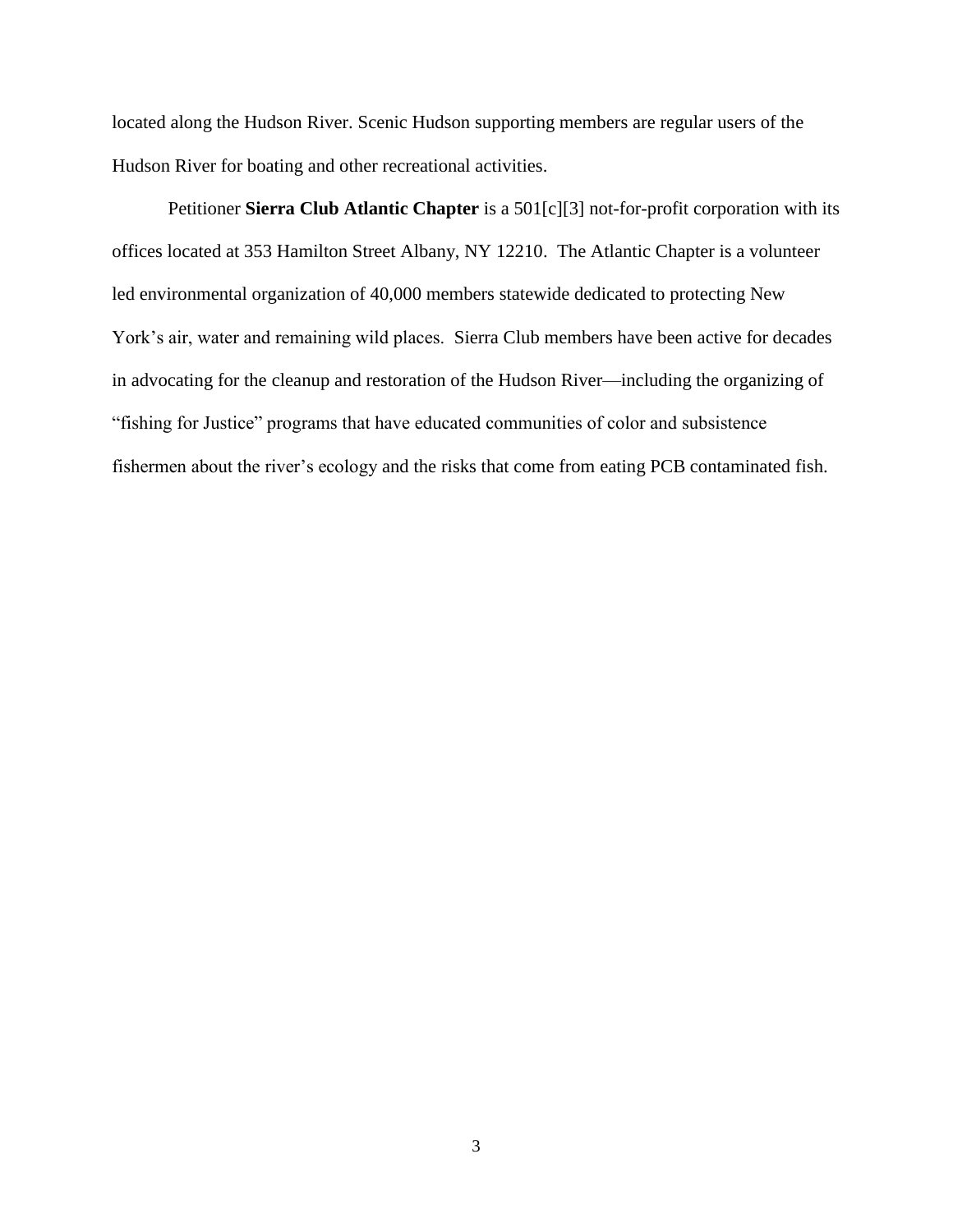located along the Hudson River. Scenic Hudson supporting members are regular users of the Hudson River for boating and other recreational activities.

Petitioner **Sierra Club Atlantic Chapter** is a 501[c][3] not-for-profit corporation with its offices located at 353 Hamilton Street Albany, NY 12210. The Atlantic Chapter is a volunteer led environmental organization of 40,000 members statewide dedicated to protecting New York's air, water and remaining wild places. Sierra Club members have been active for decades in advocating for the cleanup and restoration of the Hudson River—including the organizing of "fishing for Justice" programs that have educated communities of color and subsistence fishermen about the river's ecology and the risks that come from eating PCB contaminated fish.